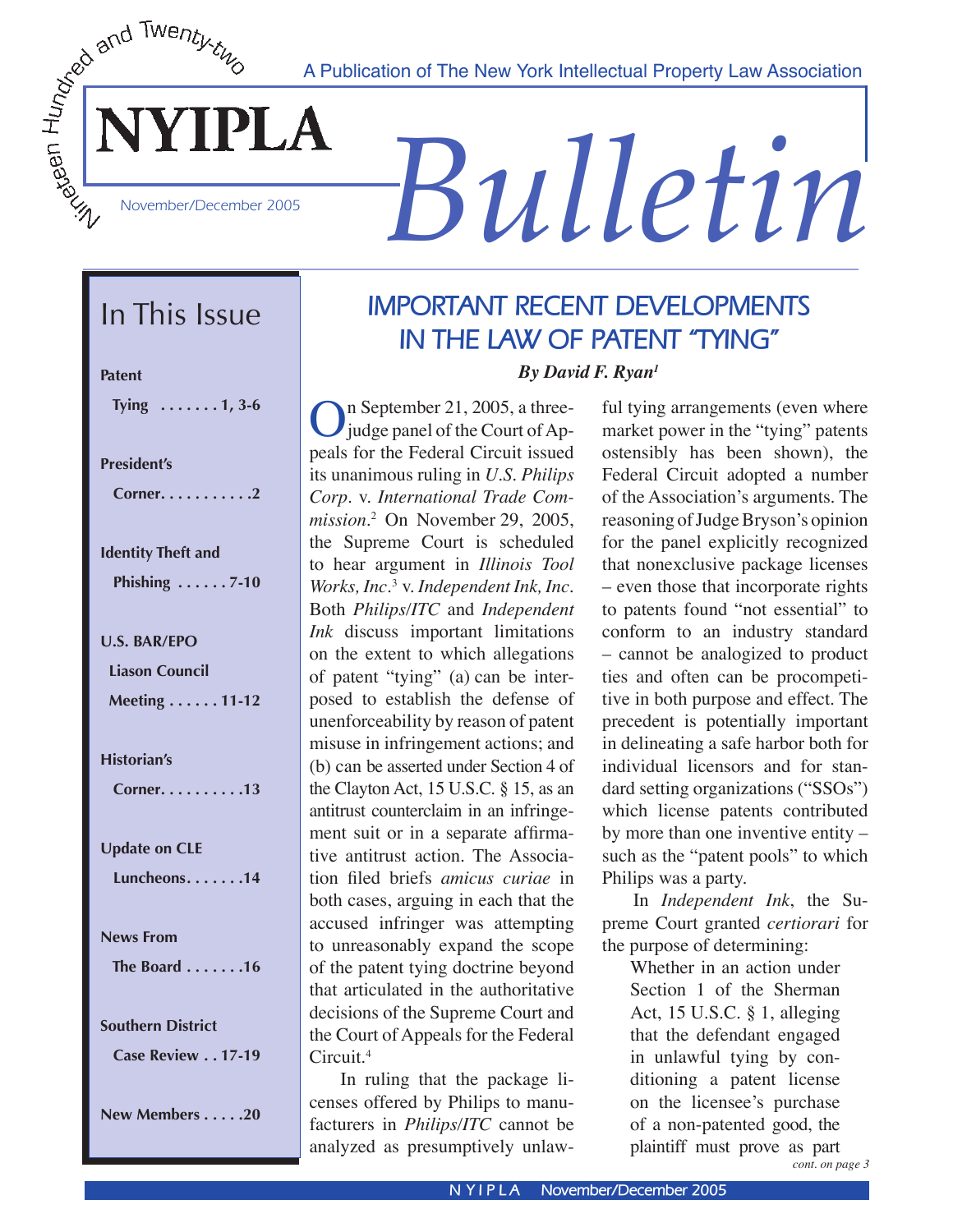Nineteen Hundred and Twenty-two

A Publication of The New York Intellectual Property Law Association

# NYIPLA *Bulletin*

November/December 2005

## In This Issue

**Patent**
**Tying . . . . . . . 1, 3-6**

**President's Corner. . . . . . . . . . .2**

**Identity Theft and Phishing . . . . . . 7-10**

**U.S. BAR/EPO Liason Council Meeting . . . . . . 11-12**

**Historian's Corner. . . . . . . . . .13**

**Update on CLE Luncheons. . . . . . .14**

**News From The Board . . . . . . .16**

**Southern District Case Review . . 17-19**

**New Members . . . . .20**

## IMPORTANT RECENT DEVELOPMENTS IN THE LAW OF PATENT "TYING"

***By David F. Ryan[1]***

On September 21, 2005, a three-judge panel of the Court of Appeals for the Federal Circuit issued its unanimous ruling in *U.S. Philips Corp.* v. *International Trade Commission*.[2] On November 29, 2005, the Supreme Court is scheduled to hear argument in *Illinois Tool Works, Inc*.[3] v. *Independent Ink, Inc*. Both *Philips/ITC* and *Independent Ink* discuss important limitations on the extent to which allegations of patent "tying" (a) can be interposed to establish the defense of unenforceability by reason of patent misuse in infringement actions; and (b) can be asserted under Section 4 of the Clayton Act, 15 U.S.C. § 15, as an antitrust counterclaim in an infringement suit or in a separate affirmative antitrust action. The Association filed briefs *amicus curiae* in both cases, arguing in each that the accused infringer was attempting to unreasonably expand the scope of the patent tying doctrine beyond that articulated in the authoritative decisions of the Supreme Court and the Court of Appeals for the Federal Circuit.[4]

In ruling that the package licenses offered by Philips to manufacturers in *Philips/ITC* cannot be analyzed as presumptively unlawful tying arrangements (even where market power in the "tying" patents ostensibly has been shown), the Federal Circuit adopted a number of the Association's arguments. The reasoning of Judge Bryson's opinion for the panel explicitly recognized that nonexclusive package licenses – even those that incorporate rights to patents found "not essential" to conform to an industry standard – cannot be analogized to product ties and often can be procompetitive in both purpose and effect. The precedent is potentially important in delineating a safe harbor both for individual licensors and for standard setting organizations ("SSOs") which license patents contributed by more than one inventive entity – such as the "patent pools" to which Philips was a party.

In *Independent Ink*, the Supreme Court granted *certiorari* for the purpose of determining:

> Whether in an action under Section 1 of the Sherman Act, 15 U.S.C. § 1, alleging that the defendant engaged in unlawful tying by conditioning a patent license on the licensee's purchase of a non-patented good, the plaintiff must prove as part

*cont. on page 3*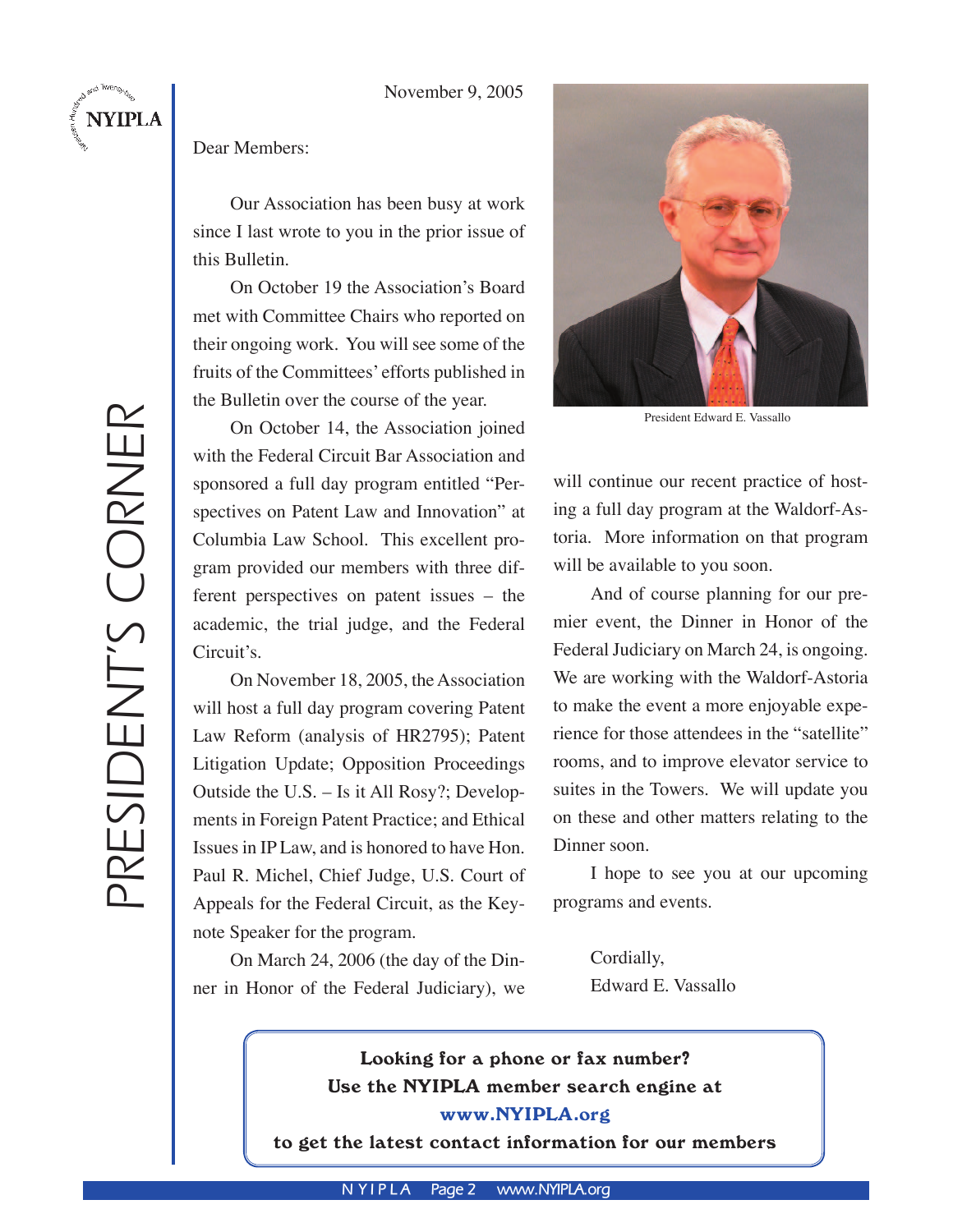# PRESIDENT'S CORNER

November 9, 2005

Dear Members:

Our Association has been busy at work since I last wrote to you in the prior issue of this Bulletin.

On October 19 the Association's Board met with Committee Chairs who reported on their ongoing work. You will see some of the fruits of the Committees' efforts published in the Bulletin over the course of the year.

On October 14, the Association joined with the Federal Circuit Bar Association and sponsored a full day program entitled "Perspectives on Patent Law and Innovation" at Columbia Law School. This excellent program provided our members with three different perspectives on patent issues – the academic, the trial judge, and the Federal Circuit's.

On November 18, 2005, the Association will host a full day program covering Patent Law Reform (analysis of HR2795); Patent Litigation Update; Opposition Proceedings Outside the U.S. – Is it All Rosy?; Developments in Foreign Patent Practice; and Ethical Issues in IP Law, and is honored to have Hon. Paul R. Michel, Chief Judge, U.S. Court of Appeals for the Federal Circuit, as the Keynote Speaker for the program.

On March 24, 2006 (the day of the Dinner in Honor of the Federal Judiciary), we will continue our recent practice of hosting a full day program at the Waldorf-Astoria. More information on that program will be available to you soon.

President Edward E. Vassallo

And of course planning for our premier event, the Dinner in Honor of the Federal Judiciary on March 24, is ongoing. We are working with the Waldorf-Astoria to make the event a more enjoyable experience for those attendees in the "satellite" rooms, and to improve elevator service to suites in the Towers. We will update you on these and other matters relating to the Dinner soon.

I hope to see you at our upcoming programs and events.

Cordially,
Edward E. Vassallo

**Looking for a phone or fax number?**
**Use the NYIPLA member search engine at**
**www.NYIPLA.org**
**to get the latest contact information for our members**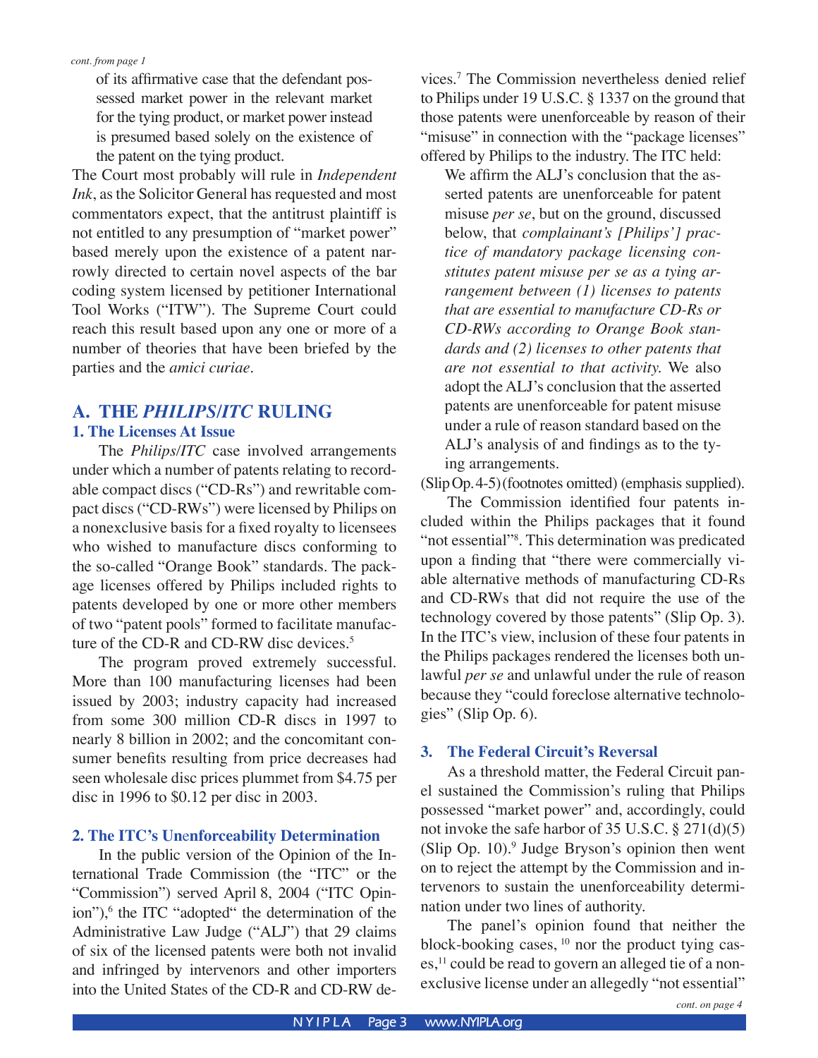*cont. from page 1*

> of its affirmative case that the defendant possessed market power in the relevant market for the tying product, or market power instead is presumed based solely on the existence of the patent on the tying product.

The Court most probably will rule in *Independent Ink*, as the Solicitor General has requested and most commentators expect, that the antitrust plaintiff is not entitled to any presumption of "market power" based merely upon the existence of a patent narrowly directed to certain novel aspects of the bar coding system licensed by petitioner International Tool Works ("ITW"). The Supreme Court could reach this result based upon any one or more of a number of theories that have been briefed by the parties and the *amici curiae*.

## A. THE *PHILIPS/ITC* RULING

### 1. The Licenses At Issue

The *Philips/ITC* case involved arrangements under which a number of patents relating to recordable compact discs ("CD-Rs") and rewritable compact discs ("CD-RWs") were licensed by Philips on a nonexclusive basis for a fixed royalty to licensees who wished to manufacture discs conforming to the so-called "Orange Book" standards. The package licenses offered by Philips included rights to patents developed by one or more other members of two "patent pools" formed to facilitate manufacture of the CD-R and CD-RW disc devices.[5]

The program proved extremely successful. More than 100 manufacturing licenses had been issued by 2003; industry capacity had increased from some 300 million CD-R discs in 1997 to nearly 8 billion in 2002; and the concomitant consumer benefits resulting from price decreases had seen wholesale disc prices plummet from $4.75 per disc in 1996 to $0.12 per disc in 2003.

### 2. The ITC's Unenforceability Determination

In the public version of the Opinion of the International Trade Commission (the "ITC" or the "Commission") served April 8, 2004 ("ITC Opinion"),[6] the ITC "adopted" the determination of the Administrative Law Judge ("ALJ") that 29 claims of six of the licensed patents were both not invalid and infringed by intervenors and other importers into the United States of the CD-R and CD-RW devices.[7] The Commission nevertheless denied relief to Philips under 19 U.S.C. § 1337 on the ground that those patents were unenforceable by reason of their "misuse" in connection with the "package licenses" offered by Philips to the industry. The ITC held:

> We affirm the ALJ's conclusion that the asserted patents are unenforceable for patent misuse *per se*, but on the ground, discussed below, that *complainant's [Philips'] practice of mandatory package licensing constitutes patent misuse per se as a tying arrangement between (1) licenses to patents that are essential to manufacture CD-Rs or CD-RWs according to Orange Book standards and (2) licenses to other patents that are not essential to that activity.* We also adopt the ALJ's conclusion that the asserted patents are unenforceable for patent misuse under a rule of reason standard based on the ALJ's analysis of and findings as to the tying arrangements.

(Slip Op. 4-5) (footnotes omitted) (emphasis supplied).

The Commission identified four patents included within the Philips packages that it found "not essential"[8]. This determination was predicated upon a finding that "there were commercially viable alternative methods of manufacturing CD-Rs and CD-RWs that did not require the use of the technology covered by those patents" (Slip Op. 3). In the ITC's view, inclusion of these four patents in the Philips packages rendered the licenses both unlawful *per se* and unlawful under the rule of reason because they "could foreclose alternative technologies" (Slip Op. 6).

### 3. The Federal Circuit's Reversal

As a threshold matter, the Federal Circuit panel sustained the Commission's ruling that Philips possessed "market power" and, accordingly, could not invoke the safe harbor of 35 U.S.C. § 271(d)(5) (Slip Op. 10).[9] Judge Bryson's opinion then went on to reject the attempt by the Commission and intervenors to sustain the unenforceability determination under two lines of authority.

The panel's opinion found that neither the block-booking cases, [10] nor the product tying cases,[11] could be read to govern an alleged tie of a nonexclusive license under an allegedly "not essential"

*cont. on page 4*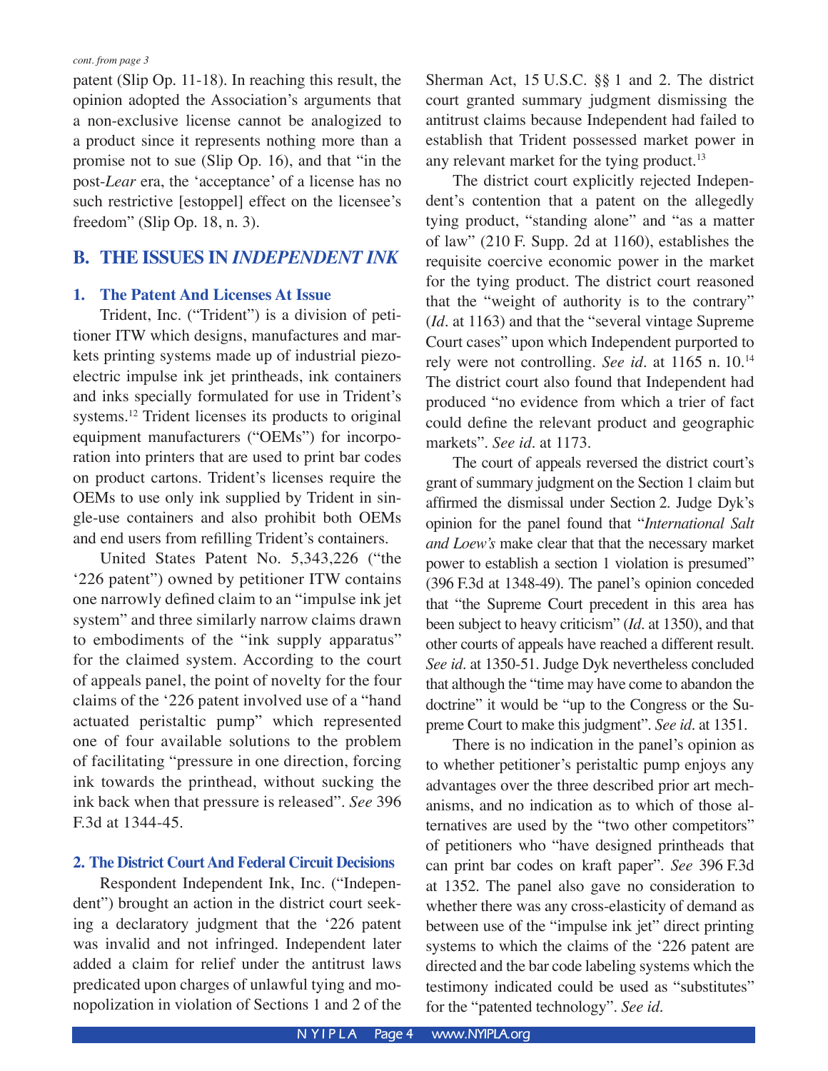*cont. from page 3*

patent (Slip Op. 11-18). In reaching this result, the opinion adopted the Association's arguments that a non-exclusive license cannot be analogized to a product since it represents nothing more than a promise not to sue (Slip Op. 16), and that "in the post-*Lear* era, the 'acceptance' of a license has no such restrictive [estoppel] effect on the licensee's freedom" (Slip Op. 18, n. 3).

## B. THE ISSUES IN *INDEPENDENT INK*

### 1. The Patent And Licenses At Issue

Trident, Inc. ("Trident") is a division of petitioner ITW which designs, manufactures and markets printing systems made up of industrial piezo-electric impulse ink jet printheads, ink containers and inks specially formulated for use in Trident's systems.[12] Trident licenses its products to original equipment manufacturers ("OEMs") for incorporation into printers that are used to print bar codes on product cartons. Trident's licenses require the OEMs to use only ink supplied by Trident in single-use containers and also prohibit both OEMs and end users from refilling Trident's containers.

United States Patent No. 5,343,226 ("the '226 patent") owned by petitioner ITW contains one narrowly defined claim to an "impulse ink jet system" and three similarly narrow claims drawn to embodiments of the "ink supply apparatus" for the claimed system. According to the court of appeals panel, the point of novelty for the four claims of the '226 patent involved use of a "hand actuated peristaltic pump" which represented one of four available solutions to the problem of facilitating "pressure in one direction, forcing ink towards the printhead, without sucking the ink back when that pressure is released". *See* 396 F.3d at 1344-45.

### 2. The District Court And Federal Circuit Decisions

Respondent Independent Ink, Inc. ("Independent") brought an action in the district court seeking a declaratory judgment that the '226 patent was invalid and not infringed. Independent later added a claim for relief under the antitrust laws predicated upon charges of unlawful tying and monopolization in violation of Sections 1 and 2 of the Sherman Act, 15 U.S.C. §§ 1 and 2. The district court granted summary judgment dismissing the antitrust claims because Independent had failed to establish that Trident possessed market power in any relevant market for the tying product.[13]

The district court explicitly rejected Independent's contention that a patent on the allegedly tying product, "standing alone" and "as a matter of law" (210 F. Supp. 2d at 1160), establishes the requisite coercive economic power in the market for the tying product. The district court reasoned that the "weight of authority is to the contrary" (*Id*. at 1163) and that the "several vintage Supreme Court cases" upon which Independent purported to rely were not controlling. *See id*. at 1165 n. 10.[14] The district court also found that Independent had produced "no evidence from which a trier of fact could define the relevant product and geographic markets". *See id*. at 1173.

The court of appeals reversed the district court's grant of summary judgment on the Section 1 claim but affirmed the dismissal under Section 2. Judge Dyk's opinion for the panel found that "*International Salt and Loew's* make clear that that the necessary market power to establish a section 1 violation is presumed" (396 F.3d at 1348-49). The panel's opinion conceded that "the Supreme Court precedent in this area has been subject to heavy criticism" (*Id*. at 1350), and that other courts of appeals have reached a different result. *See id*. at 1350-51. Judge Dyk nevertheless concluded that although the "time may have come to abandon the doctrine" it would be "up to the Congress or the Supreme Court to make this judgment". *See id*. at 1351.

There is no indication in the panel's opinion as to whether petitioner's peristaltic pump enjoys any advantages over the three described prior art mechanisms, and no indication as to which of those alternatives are used by the "two other competitors" of petitioners who "have designed printheads that can print bar codes on kraft paper". *See* 396 F.3d at 1352. The panel also gave no consideration to whether there was any cross-elasticity of demand as between use of the "impulse ink jet" direct printing systems to which the claims of the '226 patent are directed and the bar code labeling systems which the testimony indicated could be used as "substitutes" for the "patented technology". *See id*.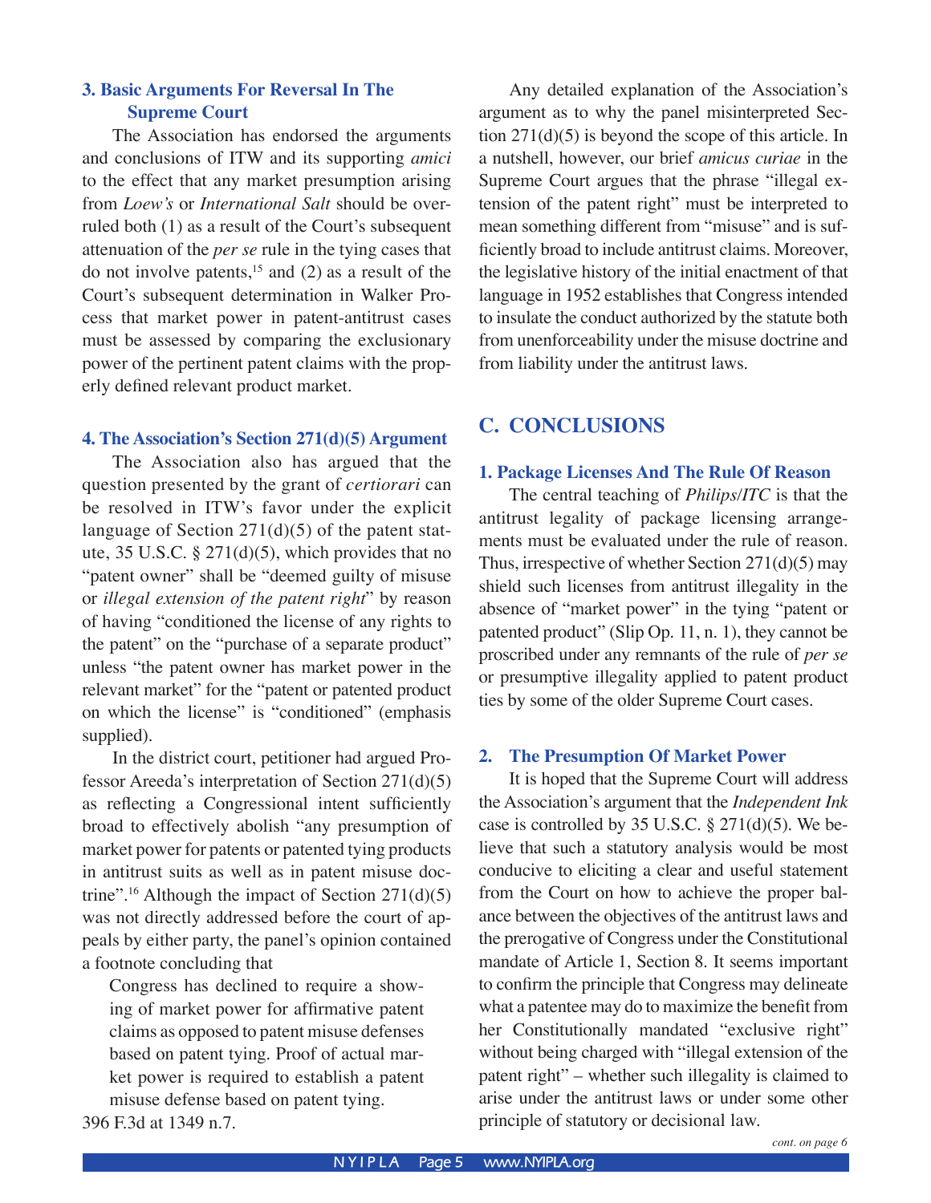### 3. Basic Arguments For Reversal In The Supreme Court

The Association has endorsed the arguments and conclusions of ITW and its supporting *amici* to the effect that any market presumption arising from *Loew's* or *International Salt* should be overruled both (1) as a result of the Court's subsequent attenuation of the *per se* rule in the tying cases that do not involve patents,[15] and (2) as a result of the Court's subsequent determination in Walker Process that market power in patent-antitrust cases must be assessed by comparing the exclusionary power of the pertinent patent claims with the properly defined relevant product market.

### 4. The Association's Section 271(d)(5) Argument

The Association also has argued that the question presented by the grant of *certiorari* can be resolved in ITW's favor under the explicit language of Section 271(d)(5) of the patent statute, 35 U.S.C. § 271(d)(5), which provides that no "patent owner" shall be "deemed guilty of misuse or *illegal extension of the patent right*" by reason of having "conditioned the license of any rights to the patent" on the "purchase of a separate product" unless "the patent owner has market power in the relevant market" for the "patent or patented product on which the license" is "conditioned" (emphasis supplied).

In the district court, petitioner had argued Professor Areeda's interpretation of Section 271(d)(5) as reflecting a Congressional intent sufficiently broad to effectively abolish "any presumption of market power for patents or patented tying products in antitrust suits as well as in patent misuse doctrine".[16] Although the impact of Section 271(d)(5) was not directly addressed before the court of appeals by either party, the panel's opinion contained a footnote concluding that

> Congress has declined to require a showing of market power for affirmative patent claims as opposed to patent misuse defenses based on patent tying. Proof of actual market power is required to establish a patent misuse defense based on patent tying.

396 F.3d at 1349 n.7.

Any detailed explanation of the Association's argument as to why the panel misinterpreted Section 271(d)(5) is beyond the scope of this article. In a nutshell, however, our brief *amicus curiae* in the Supreme Court argues that the phrase "illegal extension of the patent right" must be interpreted to mean something different from "misuse" and is sufficiently broad to include antitrust claims. Moreover, the legislative history of the initial enactment of that language in 1952 establishes that Congress intended to insulate the conduct authorized by the statute both from unenforceability under the misuse doctrine and from liability under the antitrust laws.

## C. CONCLUSIONS

### 1. Package Licenses And The Rule Of Reason

The central teaching of *Philips/ITC* is that the antitrust legality of package licensing arrangements must be evaluated under the rule of reason. Thus, irrespective of whether Section 271(d)(5) may shield such licenses from antitrust illegality in the absence of "market power" in the tying "patent or patented product" (Slip Op. 11, n. 1), they cannot be proscribed under any remnants of the rule of *per se* or presumptive illegality applied to patent product ties by some of the older Supreme Court cases.

### 2. The Presumption Of Market Power

It is hoped that the Supreme Court will address the Association's argument that the *Independent Ink* case is controlled by 35 U.S.C. § 271(d)(5). We believe that such a statutory analysis would be most conducive to eliciting a clear and useful statement from the Court on how to achieve the proper balance between the objectives of the antitrust laws and the prerogative of Congress under the Constitutional mandate of Article 1, Section 8. It seems important to confirm the principle that Congress may delineate what a patentee may do to maximize the benefit from her Constitutionally mandated "exclusive right" without being charged with "illegal extension of the patent right" – whether such illegality is claimed to arise under the antitrust laws or under some other principle of statutory or decisional law.

*cont. on page 6*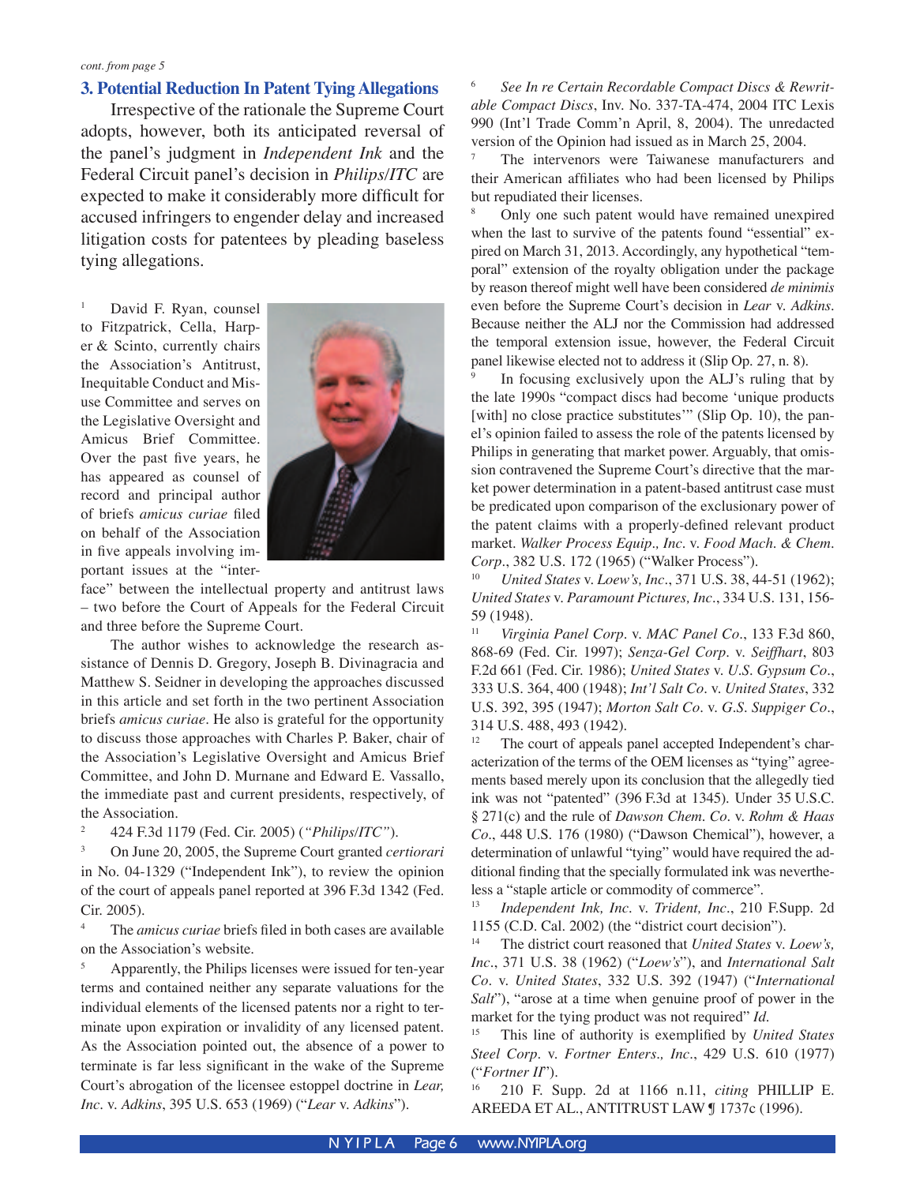*cont. from page 5*

### 3. Potential Reduction In Patent Tying Allegations

Irrespective of the rationale the Supreme Court adopts, however, both its anticipated reversal of the panel's judgment in *Independent Ink* and the Federal Circuit panel's decision in *Philips/ITC* are expected to make it considerably more difficult for accused infringers to engender delay and increased litigation costs for patentees by pleading baseless tying allegations.

[1] David F. Ryan, counsel to Fitzpatrick, Cella, Harper & Scinto, currently chairs the Association's Antitrust, Inequitable Conduct and Misuse Committee and serves on the Legislative Oversight and Amicus Brief Committee. Over the past five years, he has appeared as counsel of record and principal author of briefs *amicus curiae* filed on behalf of the Association in five appeals involving important issues at the "interface" between the intellectual property and antitrust laws – two before the Court of Appeals for the Federal Circuit and three before the Supreme Court.

The author wishes to acknowledge the research assistance of Dennis D. Gregory, Joseph B. Divinagracia and Matthew S. Seidner in developing the approaches discussed in this article and set forth in the two pertinent Association briefs *amicus curiae*. He also is grateful for the opportunity to discuss those approaches with Charles P. Baker, chair of the Association's Legislative Oversight and Amicus Brief Committee, and John D. Murnane and Edward E. Vassallo, the immediate past and current presidents, respectively, of the Association.

[2] 424 F.3d 1179 (Fed. Cir. 2005) (*"Philips/ITC"*).

[3] On June 20, 2005, the Supreme Court granted *certiorari* in No. 04-1329 ("Independent Ink"), to review the opinion of the court of appeals panel reported at 396 F.3d 1342 (Fed. Cir. 2005).

[4] The *amicus curiae* briefs filed in both cases are available on the Association's website.

[5] Apparently, the Philips licenses were issued for ten-year terms and contained neither any separate valuations for the individual elements of the licensed patents nor a right to terminate upon expiration or invalidity of any licensed patent. As the Association pointed out, the absence of a power to terminate is far less significant in the wake of the Supreme Court's abrogation of the licensee estoppel doctrine in *Lear, Inc.* v. *Adkins*, 395 U.S. 653 (1969) ("*Lear* v. *Adkins*").

[6] *See In re Certain Recordable Compact Discs & Rewritable Compact Discs*, Inv. No. 337-TA-474, 2004 ITC Lexis 990 (Int'l Trade Comm'n April, 8, 2004). The unredacted version of the Opinion had issued as in March 25, 2004.

[7] The intervenors were Taiwanese manufacturers and their American affiliates who had been licensed by Philips but repudiated their licenses.

[8] Only one such patent would have remained unexpired when the last to survive of the patents found "essential" expired on March 31, 2013. Accordingly, any hypothetical "temporal" extension of the royalty obligation under the package by reason thereof might well have been considered *de minimis* even before the Supreme Court's decision in *Lear* v. *Adkins*. Because neither the ALJ nor the Commission had addressed the temporal extension issue, however, the Federal Circuit panel likewise elected not to address it (Slip Op. 27, n. 8).

[9] In focusing exclusively upon the ALJ's ruling that by the late 1990s "compact discs had become 'unique products [with] no close practice substitutes'" (Slip Op. 10), the panel's opinion failed to assess the role of the patents licensed by Philips in generating that market power. Arguably, that omission contravened the Supreme Court's directive that the market power determination in a patent-based antitrust case must be predicated upon comparison of the exclusionary power of the patent claims with a properly-defined relevant product market. *Walker Process Equip., Inc.* v. *Food Mach. & Chem. Corp.*, 382 U.S. 172 (1965) ("Walker Process").

[10] *United States* v. *Loew's, Inc.*, 371 U.S. 38, 44-51 (1962); *United States* v. *Paramount Pictures, Inc.*, 334 U.S. 131, 156-59 (1948).

[11] *Virginia Panel Corp.* v. *MAC Panel Co.*, 133 F.3d 860, 868-69 (Fed. Cir. 1997); *Senza-Gel Corp.* v. *Seiffhart*, 803 F.2d 661 (Fed. Cir. 1986); *United States* v. *U.S. Gypsum Co.*, 333 U.S. 364, 400 (1948); *Int'l Salt Co.* v. *United States*, 332 U.S. 392, 395 (1947); *Morton Salt Co.* v. *G.S. Suppiger Co.*, 314 U.S. 488, 493 (1942).

[12] The court of appeals panel accepted Independent's characterization of the terms of the OEM licenses as "tying" agreements based merely upon its conclusion that the allegedly tied ink was not "patented" (396 F.3d at 1345). Under 35 U.S.C. § 271(c) and the rule of *Dawson Chem. Co.* v. *Rohm & Haas Co.*, 448 U.S. 176 (1980) ("Dawson Chemical"), however, a determination of unlawful "tying" would have required the additional finding that the specially formulated ink was nevertheless a "staple article or commodity of commerce".

[13] *Independent Ink, Inc.* v. *Trident, Inc.*, 210 F.Supp. 2d 1155 (C.D. Cal. 2002) (the "district court decision").

[14] The district court reasoned that *United States* v. *Loew's, Inc.*, 371 U.S. 38 (1962) ("*Loew's*"), and *International Salt Co.* v. *United States*, 332 U.S. 392 (1947) ("*International Salt*"), "arose at a time when genuine proof of power in the market for the tying product was not required" *Id.*

[15] This line of authority is exemplified by *United States Steel Corp.* v. *Fortner Enters., Inc.*, 429 U.S. 610 (1977) ("*Fortner II*").

[16] 210 F. Supp. 2d at 1166 n.11, *citing* PHILLIP E. AREEDA ET AL., ANTITRUST LAW ¶ 1737c (1996).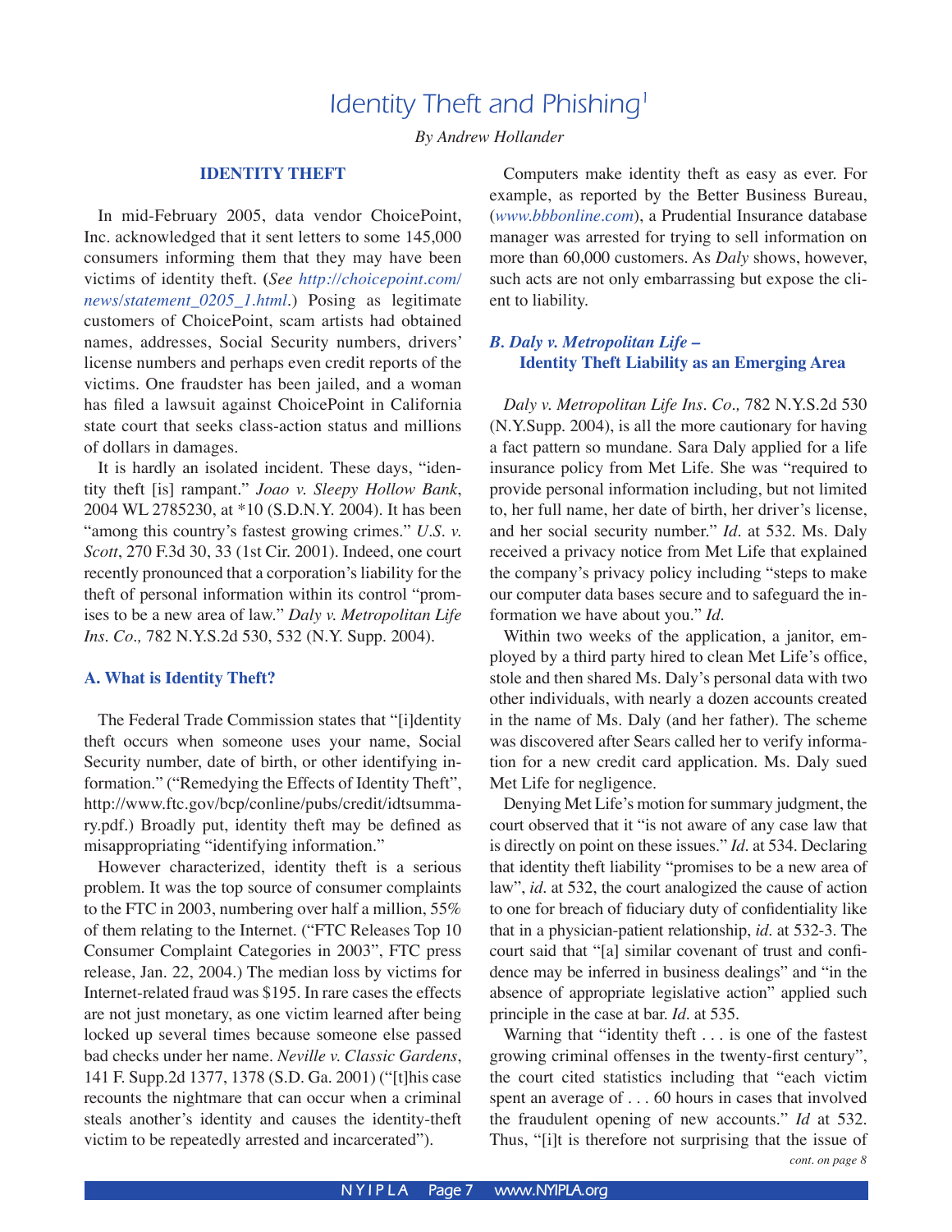# Identity Theft and Phishing[1]

*By Andrew Hollander*

## IDENTITY THEFT

In mid-February 2005, data vendor ChoicePoint, Inc. acknowledged that it sent letters to some 145,000 consumers informing them that they may have been victims of identity theft. (*See http://choicepoint.com/news/statement_0205_1.html*.) Posing as legitimate customers of ChoicePoint, scam artists had obtained names, addresses, Social Security numbers, drivers' license numbers and perhaps even credit reports of the victims. One fraudster has been jailed, and a woman has filed a lawsuit against ChoicePoint in California state court that seeks class-action status and millions of dollars in damages.

It is hardly an isolated incident. These days, "identity theft [is] rampant." *Joao v. Sleepy Hollow Bank*, 2004 WL 2785230, at *10 (S.D.N.Y. 2004). It has been "among this country's fastest growing crimes." *U.S. v. Scott*, 270 F.3d 30, 33 (1st Cir. 2001). Indeed, one court recently pronounced that a corporation's liability for the theft of personal information within its control "promises to be a new area of law." *Daly v. Metropolitan Life Ins. Co.,* 782 N.Y.S.2d 530, 532 (N.Y. Supp. 2004).

### A. What is Identity Theft?

The Federal Trade Commission states that "[i]dentity theft occurs when someone uses your name, Social Security number, date of birth, or other identifying information." ("Remedying the Effects of Identity Theft", http://www.ftc.gov/bcp/conline/pubs/credit/idtsummary.pdf.) Broadly put, identity theft may be defined as misappropriating "identifying information."

However characterized, identity theft is a serious problem. It was the top source of consumer complaints to the FTC in 2003, numbering over half a million, 55% of them relating to the Internet. ("FTC Releases Top 10 Consumer Complaint Categories in 2003", FTC press release, Jan. 22, 2004.) The median loss by victims for Internet-related fraud was $195. In rare cases the effects are not just monetary, as one victim learned after being locked up several times because someone else passed bad checks under her name. *Neville v. Classic Gardens*, 141 F. Supp.2d 1377, 1378 (S.D. Ga. 2001) ("[t]his case recounts the nightmare that can occur when a criminal steals another's identity and causes the identity-theft victim to be repeatedly arrested and incarcerated").

Computers make identity theft as easy as ever. For example, as reported by the Better Business Bureau, (*www.bbbonline.com*), a Prudential Insurance database manager was arrested for trying to sell information on more than 60,000 customers. As *Daly* shows, however, such acts are not only embarrassing but expose the client to liability.

### B. *Daly v. Metropolitan Life* – Identity Theft Liability as an Emerging Area

*Daly v. Metropolitan Life Ins. Co.,* 782 N.Y.S.2d 530 (N.Y.Supp. 2004), is all the more cautionary for having a fact pattern so mundane. Sara Daly applied for a life insurance policy from Met Life. She was "required to provide personal information including, but not limited to, her full name, her date of birth, her driver's license, and her social security number." *Id*. at 532. Ms. Daly received a privacy notice from Met Life that explained the company's privacy policy including "steps to make our computer data bases secure and to safeguard the information we have about you." *Id*.

Within two weeks of the application, a janitor, employed by a third party hired to clean Met Life's office, stole and then shared Ms. Daly's personal data with two other individuals, with nearly a dozen accounts created in the name of Ms. Daly (and her father). The scheme was discovered after Sears called her to verify information for a new credit card application. Ms. Daly sued Met Life for negligence.

Denying Met Life's motion for summary judgment, the court observed that it "is not aware of any case law that is directly on point on these issues." *Id*. at 534. Declaring that identity theft liability "promises to be a new area of law", *id*. at 532, the court analogized the cause of action to one for breach of fiduciary duty of confidentiality like that in a physician-patient relationship, *id*. at 532-3. The court said that "[a] similar covenant of trust and confidence may be inferred in business dealings" and "in the absence of appropriate legislative action" applied such principle in the case at bar. *Id*. at 535.

Warning that "identity theft . . . is one of the fastest growing criminal offenses in the twenty-first century", the court cited statistics including that "each victim spent an average of . . . 60 hours in cases that involved the fraudulent opening of new accounts." *Id* at 532. Thus, "[i]t is therefore not surprising that the issue of

*cont. on page 8*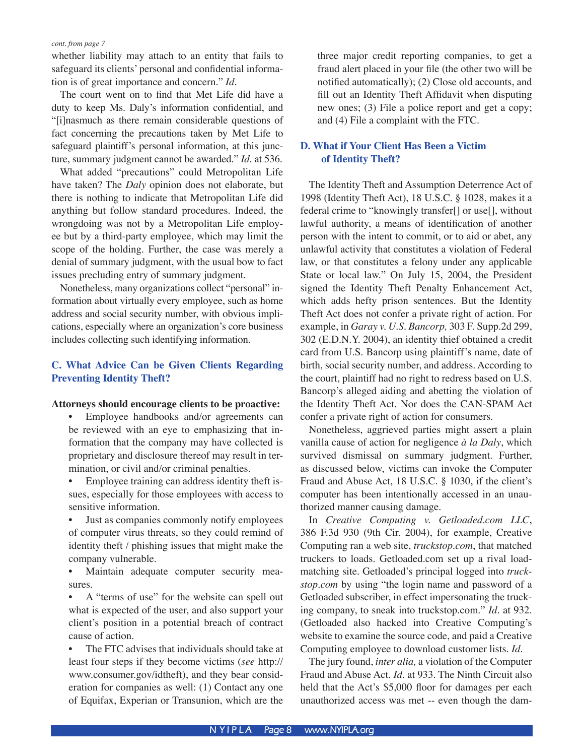*cont. from page 7*

whether liability may attach to an entity that fails to safeguard its clients' personal and confidential information is of great importance and concern." *Id*.

The court went on to find that Met Life did have a duty to keep Ms. Daly's information confidential, and "[i]nasmuch as there remain considerable questions of fact concerning the precautions taken by Met Life to safeguard plaintiff's personal information, at this juncture, summary judgment cannot be awarded." *Id*. at 536.

What added "precautions" could Metropolitan Life have taken? The *Daly* opinion does not elaborate, but there is nothing to indicate that Metropolitan Life did anything but follow standard procedures. Indeed, the wrongdoing was not by a Metropolitan Life employee but by a third-party employee, which may limit the scope of the holding. Further, the case was merely a denial of summary judgment, with the usual bow to fact issues precluding entry of summary judgment.

Nonetheless, many organizations collect "personal" information about virtually every employee, such as home address and social security number, with obvious implications, especially where an organization's core business includes collecting such identifying information.

### C. What Advice Can be Given Clients Regarding Preventing Identity Theft?

**Attorneys should encourage clients to be proactive:**

- Employee handbooks and/or agreements can be reviewed with an eye to emphasizing that information that the company may have collected is proprietary and disclosure thereof may result in termination, or civil and/or criminal penalties.
- Employee training can address identity theft issues, especially for those employees with access to sensitive information.
- Just as companies commonly notify employees of computer virus threats, so they could remind of identity theft / phishing issues that might make the company vulnerable.
- Maintain adequate computer security measures.
- A "terms of use" for the website can spell out what is expected of the user, and also support your client's position in a potential breach of contract cause of action.
- The FTC advises that individuals should take at least four steps if they become victims (*see* http://www.consumer.gov/idtheft), and they bear consideration for companies as well: (1) Contact any one of Equifax, Experian or Transunion, which are the three major credit reporting companies, to get a fraud alert placed in your file (the other two will be notified automatically); (2) Close old accounts, and fill out an Identity Theft Affidavit when disputing new ones; (3) File a police report and get a copy; and (4) File a complaint with the FTC.

### D. What if Your Client Has Been a Victim of Identity Theft?

The Identity Theft and Assumption Deterrence Act of 1998 (Identity Theft Act), 18 U.S.C. § 1028, makes it a federal crime to "knowingly transfer[] or use[], without lawful authority, a means of identification of another person with the intent to commit, or to aid or abet, any unlawful activity that constitutes a violation of Federal law, or that constitutes a felony under any applicable State or local law." On July 15, 2004, the President signed the Identity Theft Penalty Enhancement Act, which adds hefty prison sentences. But the Identity Theft Act does not confer a private right of action. For example, in *Garay v. U.S. Bancorp,* 303 F. Supp.2d 299, 302 (E.D.N.Y. 2004), an identity thief obtained a credit card from U.S. Bancorp using plaintiff's name, date of birth, social security number, and address. According to the court, plaintiff had no right to redress based on U.S. Bancorp's alleged aiding and abetting the violation of the Identity Theft Act. Nor does the CAN-SPAM Act confer a private right of action for consumers.

Nonetheless, aggrieved parties might assert a plain vanilla cause of action for negligence *à la Daly*, which survived dismissal on summary judgment. Further, as discussed below, victims can invoke the Computer Fraud and Abuse Act, 18 U.S.C. § 1030, if the client's computer has been intentionally accessed in an unauthorized manner causing damage.

In *Creative Computing v. Getloaded.com LLC*, 386 F.3d 930 (9th Cir. 2004), for example, Creative Computing ran a web site, *truckstop.com*, that matched truckers to loads. Getloaded.com set up a rival load-matching site. Getloaded's principal logged into *truckstop.com* by using "the login name and password of a Getloaded subscriber, in effect impersonating the trucking company, to sneak into truckstop.com." *Id*. at 932. (Getloaded also hacked into Creative Computing's website to examine the source code, and paid a Creative Computing employee to download customer lists. *Id*.

The jury found, *inter alia,* a violation of the Computer Fraud and Abuse Act. *Id*. at 933. The Ninth Circuit also held that the Act's $5,000 floor for damages per each unauthorized access was met -- even though the dam-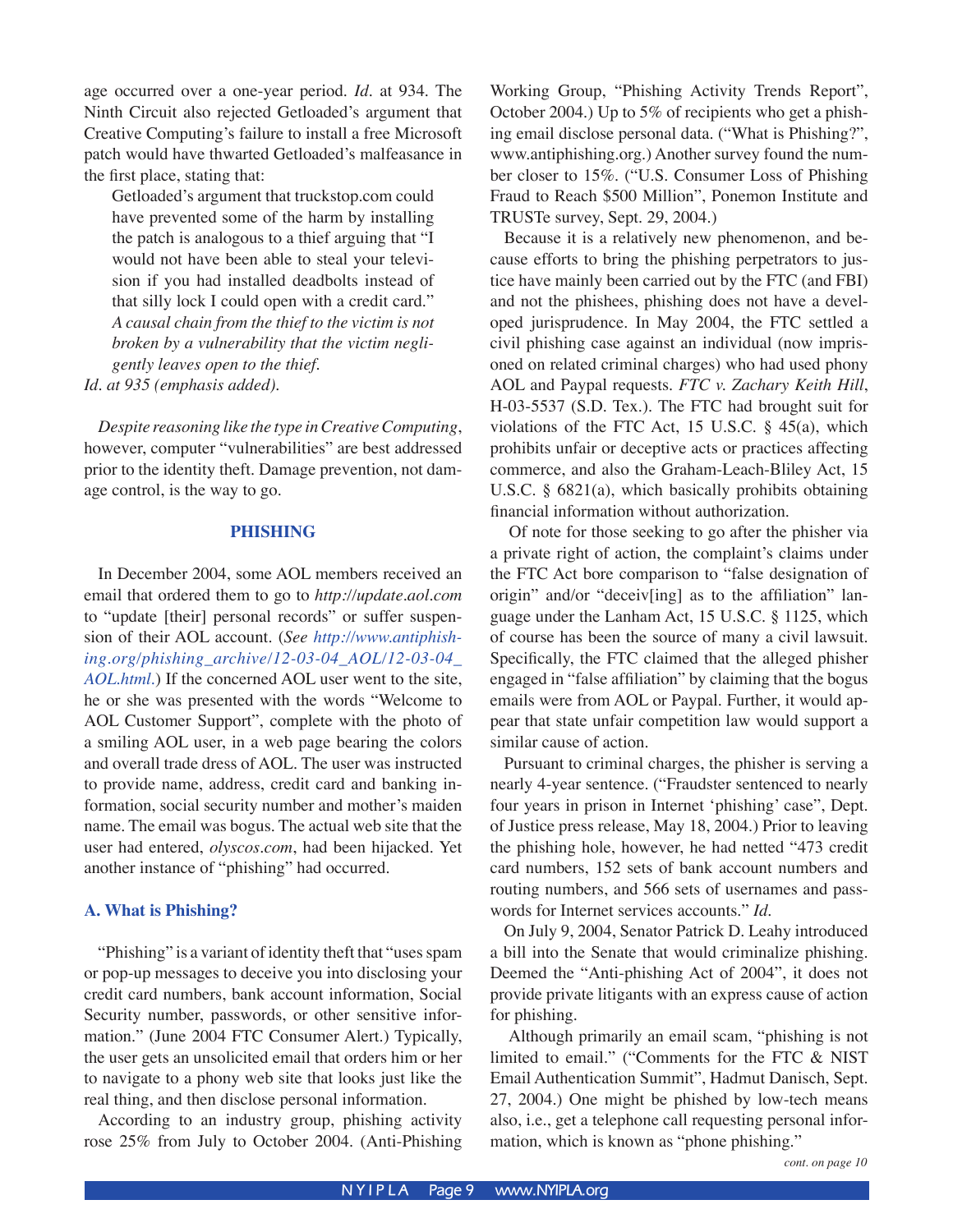age occurred over a one-year period. *Id*. at 934. The Ninth Circuit also rejected Getloaded's argument that Creative Computing's failure to install a free Microsoft patch would have thwarted Getloaded's malfeasance in the first place, stating that:

> Getloaded's argument that truckstop.com could have prevented some of the harm by installing the patch is analogous to a thief arguing that "I would not have been able to steal your television if you had installed deadbolts instead of that silly lock I could open with a credit card." *A causal chain from the thief to the victim is not broken by a vulnerability that the victim negligently leaves open to the thief.*

*Id. at 935 (emphasis added).*

*Despite reasoning like the type in Creative Computing*, however, computer "vulnerabilities" are best addressed prior to the identity theft. Damage prevention, not damage control, is the way to go.

## PHISHING

In December 2004, some AOL members received an email that ordered them to go to *http://update.aol.com* to "update [their] personal records" or suffer suspension of their AOL account. (*See http://www.antiphishing.org/phishing_archive/12-03-04_AOL/12-03-04_AOL.html*.) If the concerned AOL user went to the site, he or she was presented with the words "Welcome to AOL Customer Support", complete with the photo of a smiling AOL user, in a web page bearing the colors and overall trade dress of AOL. The user was instructed to provide name, address, credit card and banking information, social security number and mother's maiden name. The email was bogus. The actual web site that the user had entered, *olyscos.com*, had been hijacked. Yet another instance of "phishing" had occurred.

### A. What is Phishing?

"Phishing" is a variant of identity theft that "uses spam or pop-up messages to deceive you into disclosing your credit card numbers, bank account information, Social Security number, passwords, or other sensitive information." (June 2004 FTC Consumer Alert.) Typically, the user gets an unsolicited email that orders him or her to navigate to a phony web site that looks just like the real thing, and then disclose personal information.

According to an industry group, phishing activity rose 25% from July to October 2004. (Anti-Phishing Working Group, "Phishing Activity Trends Report", October 2004.) Up to 5% of recipients who get a phishing email disclose personal data. ("What is Phishing?", www.antiphishing.org.) Another survey found the number closer to 15%. ("U.S. Consumer Loss of Phishing Fraud to Reach $500 Million", Ponemon Institute and TRUSTe survey, Sept. 29, 2004.)

Because it is a relatively new phenomenon, and because efforts to bring the phishing perpetrators to justice have mainly been carried out by the FTC (and FBI) and not the phishees, phishing does not have a developed jurisprudence. In May 2004, the FTC settled a civil phishing case against an individual (now imprisoned on related criminal charges) who had used phony AOL and Paypal requests. *FTC v. Zachary Keith Hill*, H-03-5537 (S.D. Tex.). The FTC had brought suit for violations of the FTC Act, 15 U.S.C. § 45(a), which prohibits unfair or deceptive acts or practices affecting commerce, and also the Graham-Leach-Bliley Act, 15 U.S.C. § 6821(a), which basically prohibits obtaining financial information without authorization.

Of note for those seeking to go after the phisher via a private right of action, the complaint's claims under the FTC Act bore comparison to "false designation of origin" and/or "deceiv[ing] as to the affiliation" language under the Lanham Act, 15 U.S.C. § 1125, which of course has been the source of many a civil lawsuit. Specifically, the FTC claimed that the alleged phisher engaged in "false affiliation" by claiming that the bogus emails were from AOL or Paypal. Further, it would appear that state unfair competition law would support a similar cause of action.

Pursuant to criminal charges, the phisher is serving a nearly 4-year sentence. ("Fraudster sentenced to nearly four years in prison in Internet 'phishing' case", Dept. of Justice press release, May 18, 2004.) Prior to leaving the phishing hole, however, he had netted "473 credit card numbers, 152 sets of bank account numbers and routing numbers, and 566 sets of usernames and passwords for Internet services accounts." *Id.*

On July 9, 2004, Senator Patrick D. Leahy introduced a bill into the Senate that would criminalize phishing. Deemed the "Anti-phishing Act of 2004", it does not provide private litigants with an express cause of action for phishing.

Although primarily an email scam, "phishing is not limited to email." ("Comments for the FTC & NIST Email Authentication Summit", Hadmut Danisch, Sept. 27, 2004.) One might be phished by low-tech means also, i.e., get a telephone call requesting personal information, which is known as "phone phishing."

*cont. on page 10*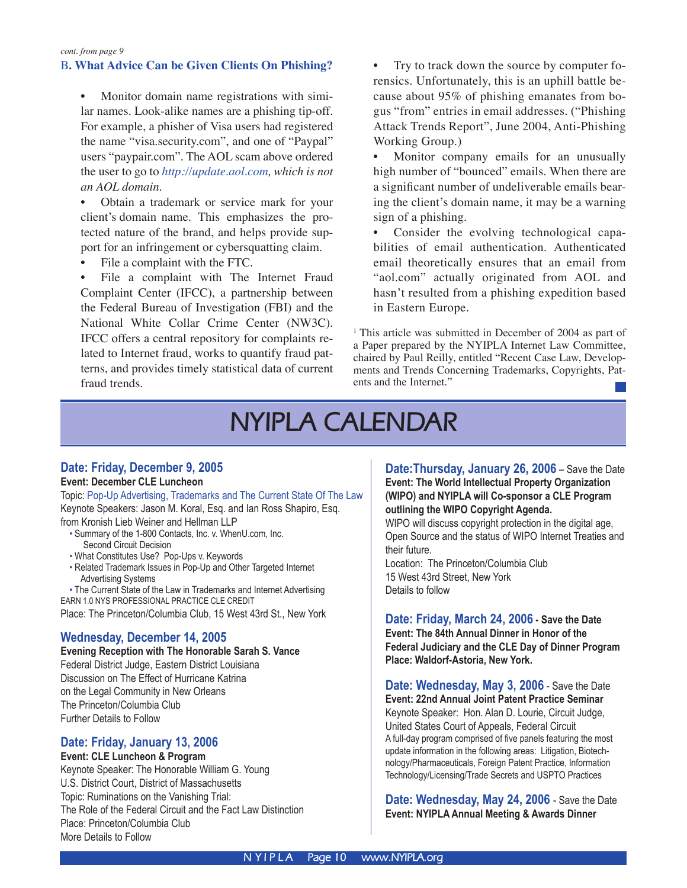*cont. from page 9*

### B. What Advice Can be Given Clients On Phishing?

- Monitor domain name registrations with similar names. Look-alike names are a phishing tip-off. For example, a phisher of Visa users had registered the name "visa.security.com", and one of "Paypal" users "paypair.com". The AOL scam above ordered the user to go to *http://update.aol.com, which is not an AOL domain.*
- Obtain a trademark or service mark for your client's domain name. This emphasizes the protected nature of the brand, and helps provide support for an infringement or cybersquatting claim.
- File a complaint with the FTC.
- File a complaint with The Internet Fraud Complaint Center (IFCC), a partnership between the Federal Bureau of Investigation (FBI) and the National White Collar Crime Center (NW3C). IFCC offers a central repository for complaints related to Internet fraud, works to quantify fraud patterns, and provides timely statistical data of current fraud trends.
- Try to track down the source by computer forensics. Unfortunately, this is an uphill battle because about 95% of phishing emanates from bogus "from" entries in email addresses. ("Phishing Attack Trends Report", June 2004, Anti-Phishing Working Group.)
- Monitor company emails for an unusually high number of "bounced" emails. When there are a significant number of undeliverable emails bearing the client's domain name, it may be a warning sign of a phishing.
- Consider the evolving technological capabilities of email authentication. Authenticated email theoretically ensures that an email from "aol.com" actually originated from AOL and hasn't resulted from a phishing expedition based in Eastern Europe.

[1] This article was submitted in December of 2004 as part of a Paper prepared by the NYIPLA Internet Law Committee, chaired by Paul Reilly, entitled "Recent Case Law, Developments and Trends Concerning Trademarks, Copyrights, Patents and the Internet."

# NYIPLA CALENDAR

### Date: Friday, December 9, 2005

**Event: December CLE Luncheon**

Topic: Pop-Up Advertising, Trademarks and The Current State Of The Law

Keynote Speakers: Jason M. Koral, Esq. and Ian Ross Shapiro, Esq. from Kronish Lieb Weiner and Hellman LLP

- Summary of the 1-800 Contacts, Inc. v. WhenU.com, Inc. Second Circuit Decision
- What Constitutes Use? Pop-Ups v. Keywords
- Related Trademark Issues in Pop-Up and Other Targeted Internet Advertising Systems
- The Current State of the Law in Trademarks and Internet Advertising

EARN 1.0 NYS PROFESSIONAL PRACTICE CLE CREDIT

Place: The Princeton/Columbia Club, 15 West 43rd St., New York

### Wednesday, December 14, 2005

**Evening Reception with The Honorable Sarah S. Vance**

Federal District Judge, Eastern District Louisiana

Discussion on The Effect of Hurricane Katrina on the Legal Community in New Orleans

The Princeton/Columbia Club

Further Details to Follow

### Date: Friday, January 13, 2006

**Event: CLE Luncheon & Program**

Keynote Speaker: The Honorable William G. Young

U.S. District Court, District of Massachusetts

Topic: Ruminations on the Vanishing Trial: The Role of the Federal Circuit and the Fact Law Distinction

Place: Princeton/Columbia Club

More Details to Follow

### Date:Thursday, January 26, 2006 – Save the Date

**Event: The World Intellectual Property Organization (WIPO) and NYIPLA will Co-sponsor a CLE Program outlining the WIPO Copyright Agenda.**

WIPO will discuss copyright protection in the digital age, Open Source and the status of WIPO Internet Treaties and their future.

Location: The Princeton/Columbia Club

15 West 43rd Street, New York

Details to follow

### Date: Friday, March 24, 2006 - Save the Date

**Event: The 84th Annual Dinner in Honor of the Federal Judiciary and the CLE Day of Dinner Program**

**Place: Waldorf-Astoria, New York.**

### Date: Wednesday, May 3, 2006 - Save the Date

**Event: 22nd Annual Joint Patent Practice Seminar**

Keynote Speaker: Hon. Alan D. Lourie, Circuit Judge, United States Court of Appeals, Federal Circuit

A full-day program comprised of five panels featuring the most update information in the following areas: Litigation, Biotechnology/Pharmaceuticals, Foreign Patent Practice, Information Technology/Licensing/Trade Secrets and USPTO Practices

### Date: Wednesday, May 24, 2006 - Save the Date

**Event: NYIPLA Annual Meeting & Awards Dinner**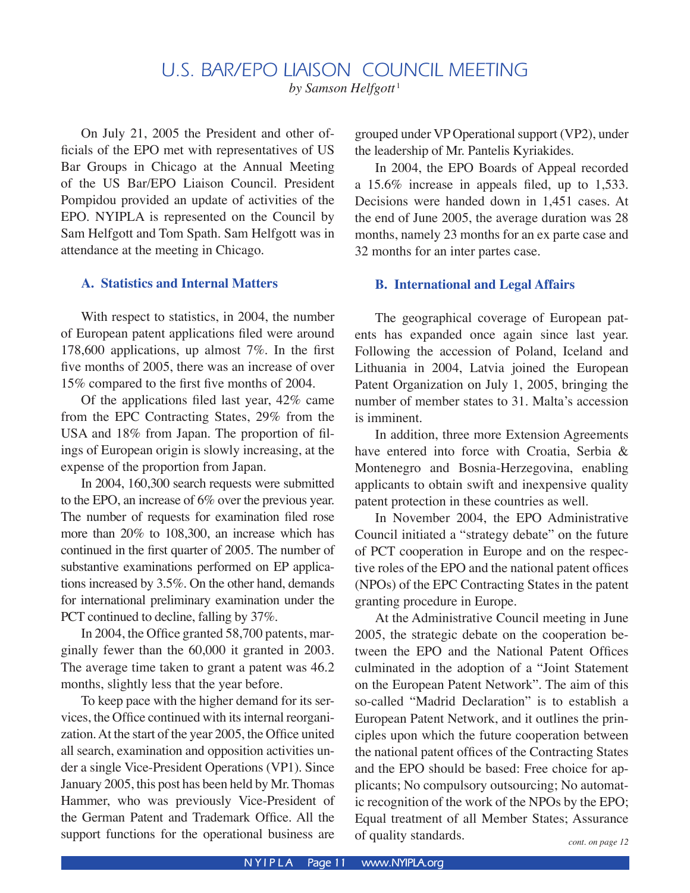# U.S. BAR/EPO LIAISON COUNCIL MEETING

*by Samson Helfgott*[1]

On July 21, 2005 the President and other officials of the EPO met with representatives of US Bar Groups in Chicago at the Annual Meeting of the US Bar/EPO Liaison Council. President Pompidou provided an update of activities of the EPO. NYIPLA is represented on the Council by Sam Helfgott and Tom Spath. Sam Helfgott was in attendance at the meeting in Chicago.

### A. Statistics and Internal Matters

With respect to statistics, in 2004, the number of European patent applications filed were around 178,600 applications, up almost 7%. In the first five months of 2005, there was an increase of over 15% compared to the first five months of 2004.

Of the applications filed last year, 42% came from the EPC Contracting States, 29% from the USA and 18% from Japan. The proportion of filings of European origin is slowly increasing, at the expense of the proportion from Japan.

In 2004, 160,300 search requests were submitted to the EPO, an increase of 6% over the previous year. The number of requests for examination filed rose more than 20% to 108,300, an increase which has continued in the first quarter of 2005. The number of substantive examinations performed on EP applications increased by 3.5%. On the other hand, demands for international preliminary examination under the PCT continued to decline, falling by 37%.

In 2004, the Office granted 58,700 patents, marginally fewer than the 60,000 it granted in 2003. The average time taken to grant a patent was 46.2 months, slightly less that the year before.

To keep pace with the higher demand for its services, the Office continued with its internal reorganization. At the start of the year 2005, the Office united all search, examination and opposition activities under a single Vice-President Operations (VP1). Since January 2005, this post has been held by Mr. Thomas Hammer, who was previously Vice-President of the German Patent and Trademark Office. All the support functions for the operational business are grouped under VP Operational support (VP2), under the leadership of Mr. Pantelis Kyriakides.

In 2004, the EPO Boards of Appeal recorded a 15.6% increase in appeals filed, up to 1,533. Decisions were handed down in 1,451 cases. At the end of June 2005, the average duration was 28 months, namely 23 months for an ex parte case and 32 months for an inter partes case.

### B. International and Legal Affairs

The geographical coverage of European patents has expanded once again since last year. Following the accession of Poland, Iceland and Lithuania in 2004, Latvia joined the European Patent Organization on July 1, 2005, bringing the number of member states to 31. Malta's accession is imminent.

In addition, three more Extension Agreements have entered into force with Croatia, Serbia & Montenegro and Bosnia-Herzegovina, enabling applicants to obtain swift and inexpensive quality patent protection in these countries as well.

In November 2004, the EPO Administrative Council initiated a "strategy debate" on the future of PCT cooperation in Europe and on the respective roles of the EPO and the national patent offices (NPOs) of the EPC Contracting States in the patent granting procedure in Europe.

At the Administrative Council meeting in June 2005, the strategic debate on the cooperation between the EPO and the National Patent Offices culminated in the adoption of a "Joint Statement on the European Patent Network". The aim of this so-called "Madrid Declaration" is to establish a European Patent Network, and it outlines the principles upon which the future cooperation between the national patent offices of the Contracting States and the EPO should be based: Free choice for applicants; No compulsory outsourcing; No automatic recognition of the work of the NPOs by the EPO; Equal treatment of all Member States; Assurance of quality standards.

*cont. on page 12*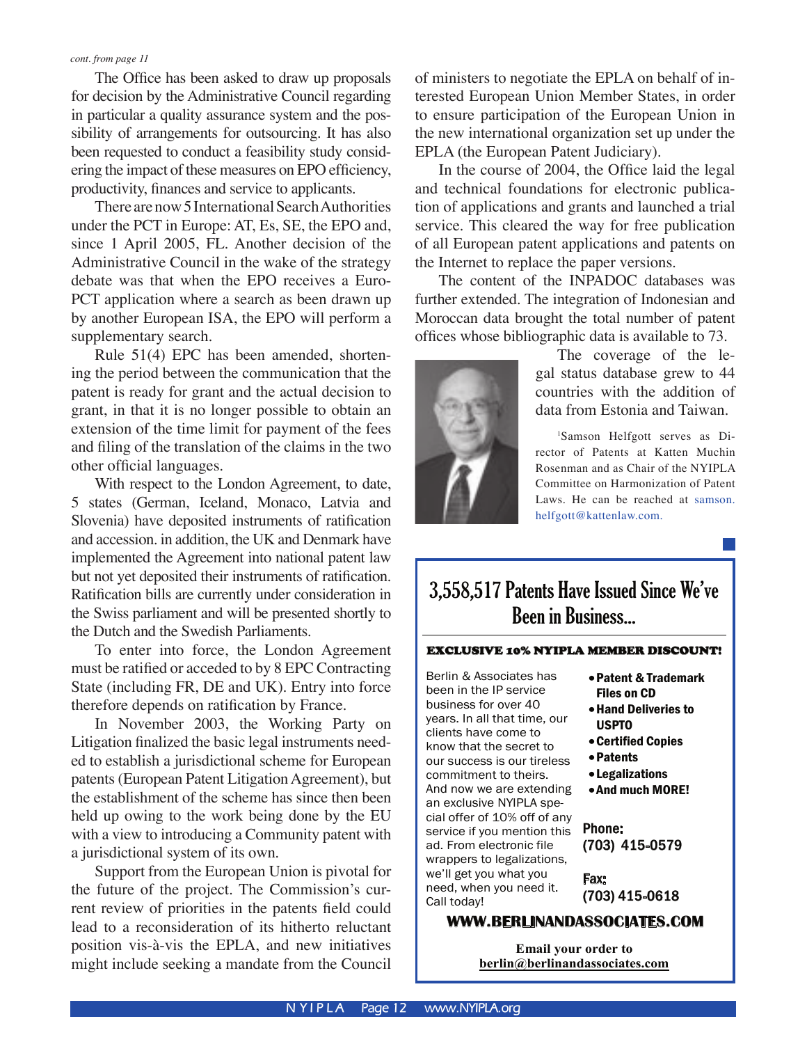*cont. from page 11*

The Office has been asked to draw up proposals for decision by the Administrative Council regarding in particular a quality assurance system and the possibility of arrangements for outsourcing. It has also been requested to conduct a feasibility study considering the impact of these measures on EPO efficiency, productivity, finances and service to applicants.

There are now 5 International Search Authorities under the PCT in Europe: AT, Es, SE, the EPO and, since 1 April 2005, FL. Another decision of the Administrative Council in the wake of the strategy debate was that when the EPO receives a Euro-PCT application where a search as been drawn up by another European ISA, the EPO will perform a supplementary search.

Rule 51(4) EPC has been amended, shortening the period between the communication that the patent is ready for grant and the actual decision to grant, in that it is no longer possible to obtain an extension of the time limit for payment of the fees and filing of the translation of the claims in the two other official languages.

With respect to the London Agreement, to date, 5 states (German, Iceland, Monaco, Latvia and Slovenia) have deposited instruments of ratification and accession. in addition, the UK and Denmark have implemented the Agreement into national patent law but not yet deposited their instruments of ratification. Ratification bills are currently under consideration in the Swiss parliament and will be presented shortly to the Dutch and the Swedish Parliaments.

To enter into force, the London Agreement must be ratified or acceded to by 8 EPC Contracting State (including FR, DE and UK). Entry into force therefore depends on ratification by France.

In November 2003, the Working Party on Litigation finalized the basic legal instruments needed to establish a jurisdictional scheme for European patents (European Patent Litigation Agreement), but the establishment of the scheme has since then been held up owing to the work being done by the EU with a view to introducing a Community patent with a jurisdictional system of its own.

Support from the European Union is pivotal for the future of the project. The Commission's current review of priorities in the patents field could lead to a reconsideration of its hitherto reluctant position vis-à-vis the EPLA, and new initiatives might include seeking a mandate from the Council of ministers to negotiate the EPLA on behalf of interested European Union Member States, in order to ensure participation of the European Union in the new international organization set up under the EPLA (the European Patent Judiciary).

In the course of 2004, the Office laid the legal and technical foundations for electronic publication of applications and grants and launched a trial service. This cleared the way for free publication of all European patent applications and patents on the Internet to replace the paper versions.

The content of the INPADOC databases was further extended. The integration of Indonesian and Moroccan data brought the total number of patent offices whose bibliographic data is available to 73.

The coverage of the legal status database grew to 44 countries with the addition of data from Estonia and Taiwan.

[1]Samson Helfgott serves as Director of Patents at Katten Muchin Rosenman and as Chair of the NYIPLA Committee on Harmonization of Patent Laws. He can be reached at samson.helfgott@kattenlaw.com.

---

## 3,558,517 Patents Have Issued Since We've Been in Business...

**EXCLUSIVE 10% NYIPLA MEMBER DISCOUNT!**

Berlin & Associates has been in the IP service business for over 40 years. In all that time, our clients have come to know that the secret to our success is our tireless commitment to theirs. And now we are extending an exclusive NYIPLA special offer of 10% off of any service if you mention this ad. From electronic file wrappers to legalizations, we'll get you what you need, when you need it. Call today!

- **Patent & Trademark Files on CD**
- **Hand Deliveries to USPTO**
- **Certified Copies**
- **Patents**
- **Legalizations**
- **And much MORE!**

**Phone:**
**(703) 415-0579**

**Fax:**
**(703) 415-0618**

**WWW.BERLINANDASSOCIATES.COM**

**Email your order to**
**berlin@berlinandassociates.com**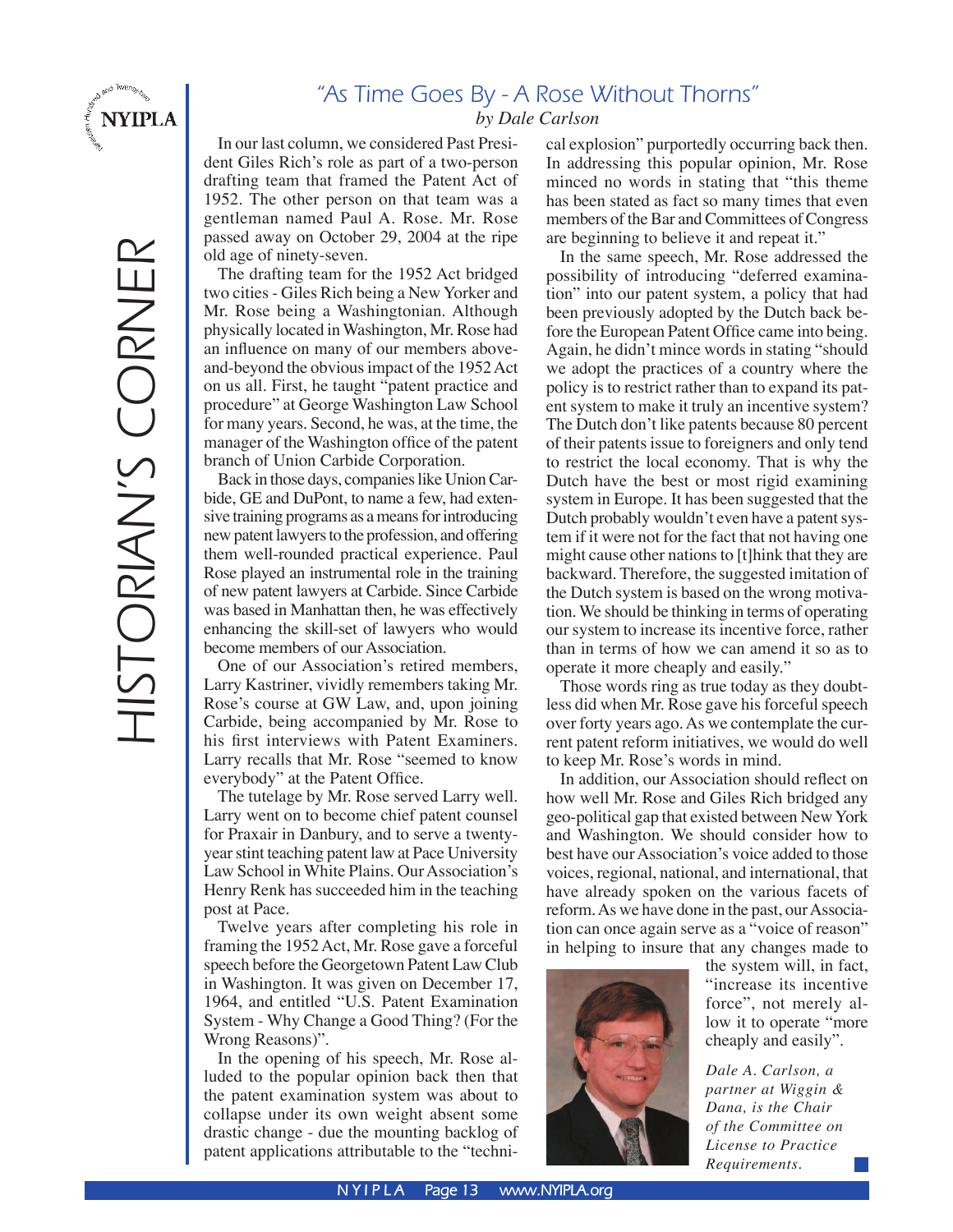# "As Time Goes By - A Rose Without Thorns"

*by Dale Carlson*

In our last column, we considered Past President Giles Rich's role as part of a two-person drafting team that framed the Patent Act of 1952. The other person on that team was a gentleman named Paul A. Rose. Mr. Rose passed away on October 29, 2004 at the ripe old age of ninety-seven.

The drafting team for the 1952 Act bridged two cities - Giles Rich being a New Yorker and Mr. Rose being a Washingtonian. Although physically located in Washington, Mr. Rose had an influence on many of our members above-and-beyond the obvious impact of the 1952 Act on us all. First, he taught "patent practice and procedure" at George Washington Law School for many years. Second, he was, at the time, the manager of the Washington office of the patent branch of Union Carbide Corporation.

Back in those days, companies like Union Carbide, GE and DuPont, to name a few, had extensive training programs as a means for introducing new patent lawyers to the profession, and offering them well-rounded practical experience. Paul Rose played an instrumental role in the training of new patent lawyers at Carbide. Since Carbide was based in Manhattan then, he was effectively enhancing the skill-set of lawyers who would become members of our Association.

One of our Association's retired members, Larry Kastriner, vividly remembers taking Mr. Rose's course at GW Law, and, upon joining Carbide, being accompanied by Mr. Rose to his first interviews with Patent Examiners. Larry recalls that Mr. Rose "seemed to know everybody" at the Patent Office.

The tutelage by Mr. Rose served Larry well. Larry went on to become chief patent counsel for Praxair in Danbury, and to serve a twenty-year stint teaching patent law at Pace University Law School in White Plains. Our Association's Henry Renk has succeeded him in the teaching post at Pace.

Twelve years after completing his role in framing the 1952 Act, Mr. Rose gave a forceful speech before the Georgetown Patent Law Club in Washington. It was given on December 17, 1964, and entitled "U.S. Patent Examination System - Why Change a Good Thing? (For the Wrong Reasons)".

In the opening of his speech, Mr. Rose alluded to the popular opinion back then that the patent examination system was about to collapse under its own weight absent some drastic change - due the mounting backlog of patent applications attributable to the "technical explosion" purportedly occurring back then. In addressing this popular opinion, Mr. Rose minced no words in stating that "this theme has been stated as fact so many times that even members of the Bar and Committees of Congress are beginning to believe it and repeat it."

In the same speech, Mr. Rose addressed the possibility of introducing "deferred examination" into our patent system, a policy that had been previously adopted by the Dutch back before the European Patent Office came into being. Again, he didn't mince words in stating "should we adopt the practices of a country where the policy is to restrict rather than to expand its patent system to make it truly an incentive system? The Dutch don't like patents because 80 percent of their patents issue to foreigners and only tend to restrict the local economy. That is why the Dutch have the best or most rigid examining system in Europe. It has been suggested that the Dutch probably wouldn't even have a patent system if it were not for the fact that not having one might cause other nations to [t]hink that they are backward. Therefore, the suggested imitation of the Dutch system is based on the wrong motivation. We should be thinking in terms of operating our system to increase its incentive force, rather than in terms of how we can amend it so as to operate it more cheaply and easily."

Those words ring as true today as they doubtless did when Mr. Rose gave his forceful speech over forty years ago. As we contemplate the current patent reform initiatives, we would do well to keep Mr. Rose's words in mind.

In addition, our Association should reflect on how well Mr. Rose and Giles Rich bridged any geo-political gap that existed between New York and Washington. We should consider how to best have our Association's voice added to those voices, regional, national, and international, that have already spoken on the various facets of reform. As we have done in the past, our Association can once again serve as a "voice of reason" in helping to insure that any changes made to the system will, in fact, "increase its incentive force", not merely allow it to operate "more cheaply and easily".

*Dale A. Carlson, a partner at Wiggin & Dana, is the Chair of the Committee on License to Practice Requirements.*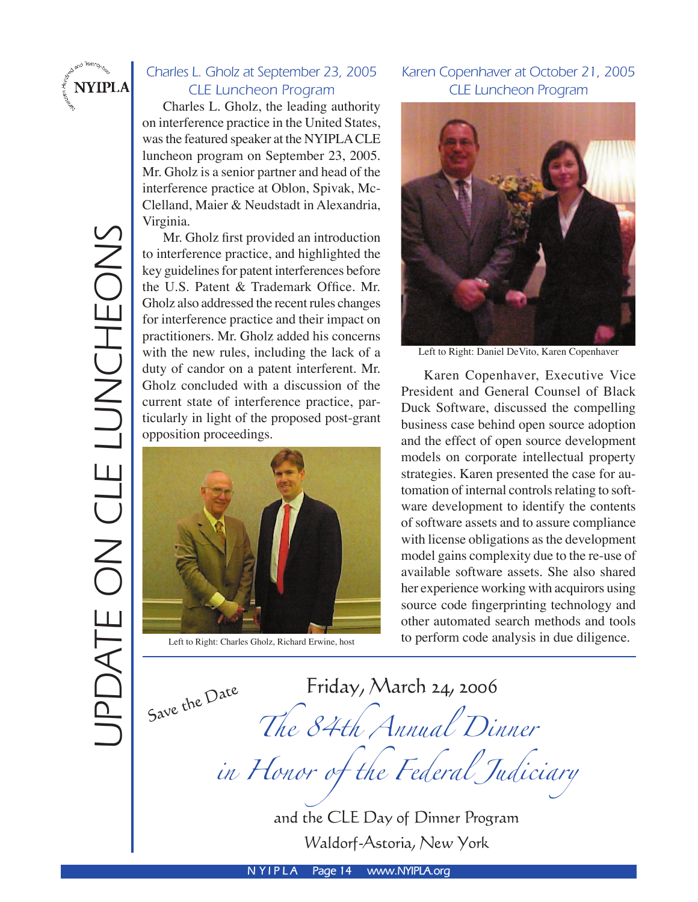# UPDATE ON CLE LUNCHEONS

## Charles L. Gholz at September 23, 2005 CLE Luncheon Program

Charles L. Gholz, the leading authority on interference practice in the United States, was the featured speaker at the NYIPLA CLE luncheon program on September 23, 2005. Mr. Gholz is a senior partner and head of the interference practice at Oblon, Spivak, McClelland, Maier & Neudstadt in Alexandria, Virginia.

Mr. Gholz first provided an introduction to interference practice, and highlighted the key guidelines for patent interferences before the U.S. Patent & Trademark Office. Mr. Gholz also addressed the recent rules changes for interference practice and their impact on practitioners. Mr. Gholz added his concerns with the new rules, including the lack of a duty of candor on a patent interferent. Mr. Gholz concluded with a discussion of the current state of interference practice, particularly in light of the proposed post-grant opposition proceedings.

Left to Right: Charles Gholz, Richard Erwine, host

## Karen Copenhaver at October 21, 2005 CLE Luncheon Program

Left to Right: Daniel DeVito, Karen Copenhaver

Karen Copenhaver, Executive Vice President and General Counsel of Black Duck Software, discussed the compelling business case behind open source adoption and the effect of open source development models on corporate intellectual property strategies. Karen presented the case for automation of internal controls relating to software development to identify the contents of software assets and to assure compliance with license obligations as the development model gains complexity due to the re-use of available software assets. She also shared her experience working with acquirors using source code fingerprinting technology and other automated search methods and tools to perform code analysis in due diligence.

---

Save the Date

Friday, March 24, 2006

*The 84th Annual Dinner in Honor of the Federal Judiciary*

and the CLE Day of Dinner Program

Waldorf-Astoria, New York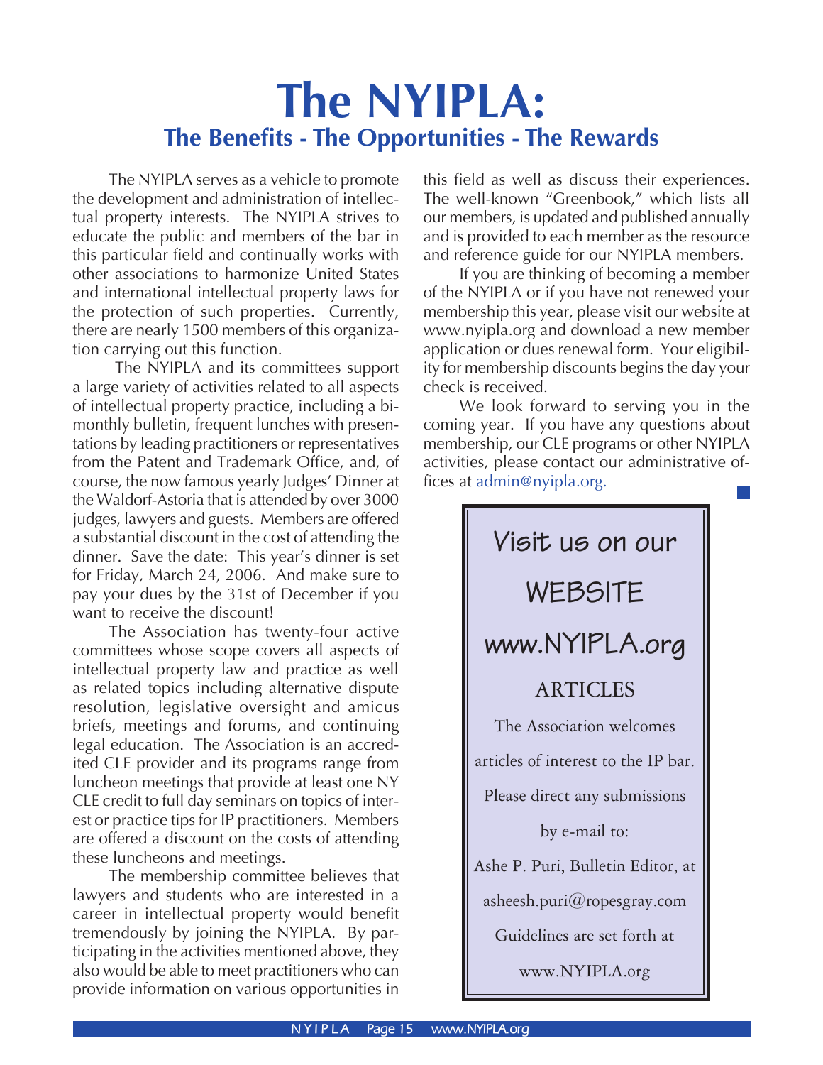# The NYIPLA:

## The Benefits - The Opportunities - The Rewards

The NYIPLA serves as a vehicle to promote the development and administration of intellectual property interests. The NYIPLA strives to educate the public and members of the bar in this particular field and continually works with other associations to harmonize United States and international intellectual property laws for the protection of such properties. Currently, there are nearly 1500 members of this organization carrying out this function.

The NYIPLA and its committees support a large variety of activities related to all aspects of intellectual property practice, including a bimonthly bulletin, frequent lunches with presentations by leading practitioners or representatives from the Patent and Trademark Office, and, of course, the now famous yearly Judges' Dinner at the Waldorf-Astoria that is attended by over 3000 judges, lawyers and guests. Members are offered a substantial discount in the cost of attending the dinner. Save the date: This year's dinner is set for Friday, March 24, 2006. And make sure to pay your dues by the 31st of December if you want to receive the discount!

The Association has twenty-four active committees whose scope covers all aspects of intellectual property law and practice as well as related topics including alternative dispute resolution, legislative oversight and amicus briefs, meetings and forums, and continuing legal education. The Association is an accredited CLE provider and its programs range from luncheon meetings that provide at least one NY CLE credit to full day seminars on topics of interest or practice tips for IP practitioners. Members are offered a discount on the costs of attending these luncheons and meetings.

The membership committee believes that lawyers and students who are interested in a career in intellectual property would benefit tremendously by joining the NYIPLA. By participating in the activities mentioned above, they also would be able to meet practitioners who can provide information on various opportunities in this field as well as discuss their experiences. The well-known "Greenbook," which lists all our members, is updated and published annually and is provided to each member as the resource and reference guide for our NYIPLA members.

If you are thinking of becoming a member of the NYIPLA or if you have not renewed your membership this year, please visit our website at www.nyipla.org and download a new member application or dues renewal form. Your eligibility for membership discounts begins the day your check is received.

We look forward to serving you in the coming year. If you have any questions about membership, our CLE programs or other NYIPLA activities, please contact our administrative offices at admin@nyipla.org.

---

**Visit us on our**

**WEBSITE**

**www.NYIPLA.org**

**ARTICLES**

The Association welcomes articles of interest to the IP bar.

Please direct any submissions by e-mail to:

Ashe P. Puri, Bulletin Editor, at asheesh.puri@ropesgray.com

Guidelines are set forth at www.NYIPLA.org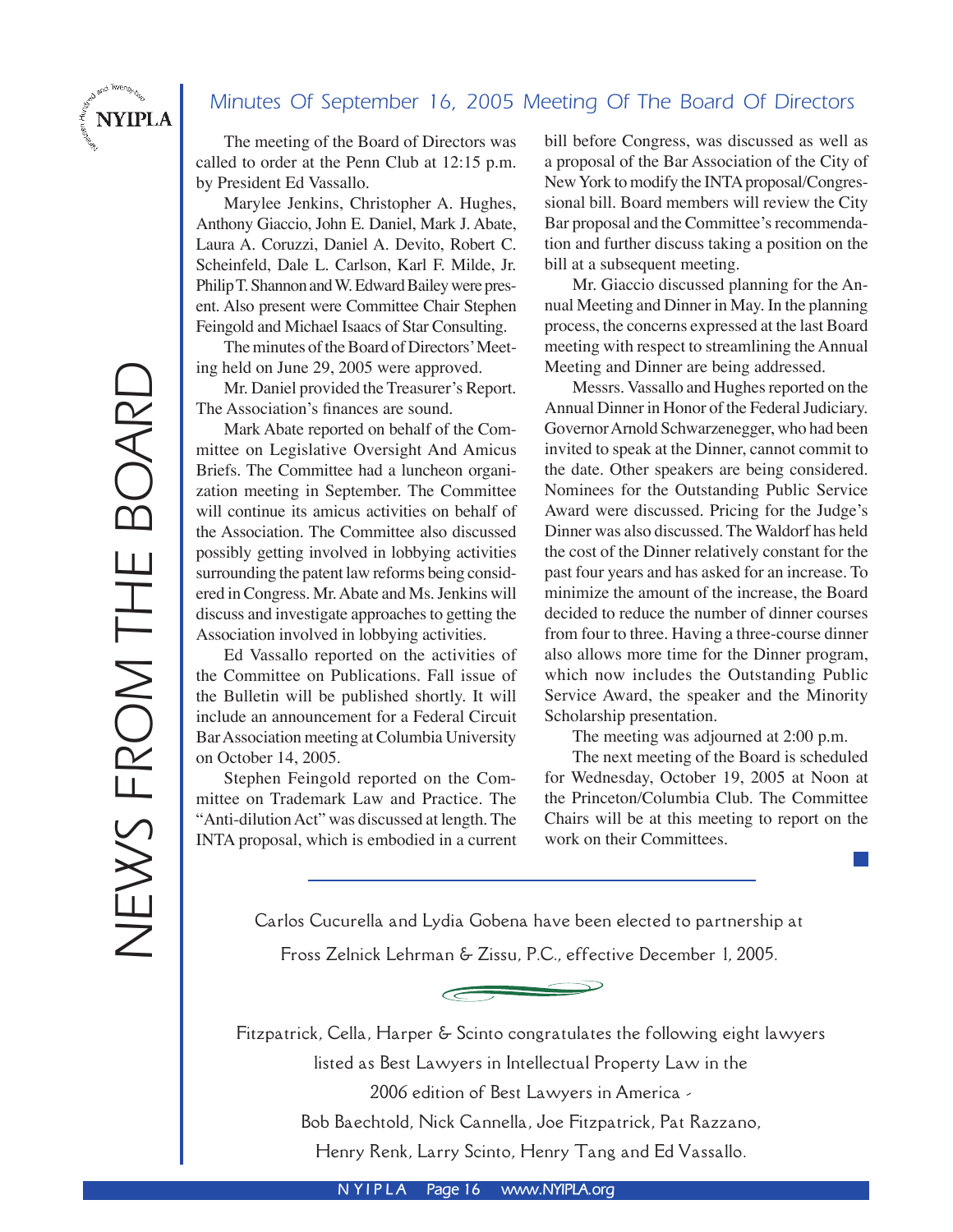## Minutes Of September 16, 2005 Meeting Of The Board Of Directors

The meeting of the Board of Directors was called to order at the Penn Club at 12:15 p.m. by President Ed Vassallo.

Marylee Jenkins, Christopher A. Hughes, Anthony Giaccio, John E. Daniel, Mark J. Abate, Laura A. Coruzzi, Daniel A. Devito, Robert C. Scheinfeld, Dale L. Carlson, Karl F. Milde, Jr. Philip T. Shannon and W. Edward Bailey were present. Also present were Committee Chair Stephen Feingold and Michael Isaacs of Star Consulting.

The minutes of the Board of Directors' Meeting held on June 29, 2005 were approved.

Mr. Daniel provided the Treasurer's Report. The Association's finances are sound.

Mark Abate reported on behalf of the Committee on Legislative Oversight And Amicus Briefs. The Committee had a luncheon organization meeting in September. The Committee will continue its amicus activities on behalf of the Association. The Committee also discussed possibly getting involved in lobbying activities surrounding the patent law reforms being considered in Congress. Mr. Abate and Ms. Jenkins will discuss and investigate approaches to getting the Association involved in lobbying activities.

Ed Vassallo reported on the activities of the Committee on Publications. Fall issue of the Bulletin will be published shortly. It will include an announcement for a Federal Circuit Bar Association meeting at Columbia University on October 14, 2005.

Stephen Feingold reported on the Committee on Trademark Law and Practice. The "Anti-dilution Act" was discussed at length. The INTA proposal, which is embodied in a current bill before Congress, was discussed as well as a proposal of the Bar Association of the City of New York to modify the INTA proposal/Congressional bill. Board members will review the City Bar proposal and the Committee's recommendation and further discuss taking a position on the bill at a subsequent meeting.

Mr. Giaccio discussed planning for the Annual Meeting and Dinner in May. In the planning process, the concerns expressed at the last Board meeting with respect to streamlining the Annual Meeting and Dinner are being addressed.

Messrs. Vassallo and Hughes reported on the Annual Dinner in Honor of the Federal Judiciary. Governor Arnold Schwarzenegger, who had been invited to speak at the Dinner, cannot commit to the date. Other speakers are being considered. Nominees for the Outstanding Public Service Award were discussed. Pricing for the Judge's Dinner was also discussed. The Waldorf has held the cost of the Dinner relatively constant for the past four years and has asked for an increase. To minimize the amount of the increase, the Board decided to reduce the number of dinner courses from four to three. Having a three-course dinner also allows more time for the Dinner program, which now includes the Outstanding Public Service Award, the speaker and the Minority Scholarship presentation.

The meeting was adjourned at 2:00 p.m.

The next meeting of the Board is scheduled for Wednesday, October 19, 2005 at Noon at the Princeton/Columbia Club. The Committee Chairs will be at this meeting to report on the work on their Committees.

---

Carlos Cucurella and Lydia Gobena have been elected to partnership at Fross Zelnick Lehrman & Zissu, P.C., effective December 1, 2005.

---

Fitzpatrick, Cella, Harper & Scinto congratulates the following eight lawyers listed as Best Lawyers in Intellectual Property Law in the 2006 edition of Best Lawyers in America -
Bob Baechtold, Nick Cannella, Joe Fitzpatrick, Pat Razzano, Henry Renk, Larry Scinto, Henry Tang and Ed Vassallo.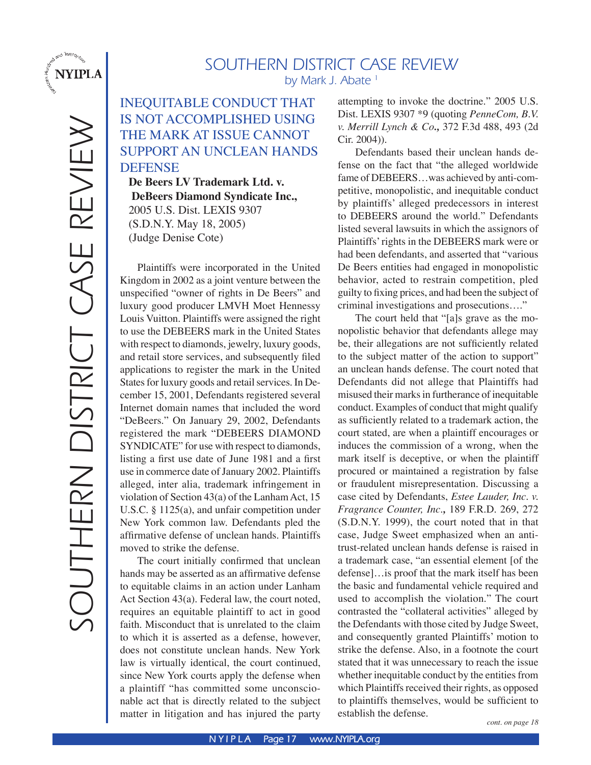# SOUTHERN DISTRICT CASE REVIEW

*by Mark J. Abate* [1]

## INEQUITABLE CONDUCT THAT IS NOT ACCOMPLISHED USING THE MARK AT ISSUE CANNOT SUPPORT AN UNCLEAN HANDS DEFENSE

**De Beers LV Trademark Ltd. v. DeBeers Diamond Syndicate Inc.,**
2005 U.S. Dist. LEXIS 9307
(S.D.N.Y. May 18, 2005)
(Judge Denise Cote)

Plaintiffs were incorporated in the United Kingdom in 2002 as a joint venture between the unspecified "owner of rights in De Beers" and luxury good producer LMVH Moet Hennessy Louis Vuitton. Plaintiffs were assigned the right to use the DEBEERS mark in the United States with respect to diamonds, jewelry, luxury goods, and retail store services, and subsequently filed applications to register the mark in the United States for luxury goods and retail services. In December 15, 2001, Defendants registered several Internet domain names that included the word "DeBeers." On January 29, 2002, Defendants registered the mark "DEBEERS DIAMOND SYNDICATE" for use with respect to diamonds, listing a first use date of June 1981 and a first use in commerce date of January 2002. Plaintiffs alleged, inter alia, trademark infringement in violation of Section 43(a) of the Lanham Act, 15 U.S.C. § 1125(a), and unfair competition under New York common law. Defendants pled the affirmative defense of unclean hands. Plaintiffs moved to strike the defense.

The court initially confirmed that unclean hands may be asserted as an affirmative defense to equitable claims in an action under Lanham Act Section 43(a). Federal law, the court noted, requires an equitable plaintiff to act in good faith. Misconduct that is unrelated to the claim to which it is asserted as a defense, however, does not constitute unclean hands. New York law is virtually identical, the court continued, since New York courts apply the defense when a plaintiff "has committed some unconscionable act that is directly related to the subject matter in litigation and has injured the party attempting to invoke the doctrine." 2005 U.S. Dist. LEXIS 9307 *9 (quoting *PenneCom, B.V. v. Merrill Lynch & Co.,* 372 F.3d 488, 493 (2d Cir. 2004)).

Defendants based their unclean hands defense on the fact that "the alleged worldwide fame of DEBEERS…was achieved by anti-competitive, monopolistic, and inequitable conduct by plaintiffs' alleged predecessors in interest to DEBEERS around the world." Defendants listed several lawsuits in which the assignors of Plaintiffs' rights in the DEBEERS mark were or had been defendants, and asserted that "various De Beers entities had engaged in monopolistic behavior, acted to restrain competition, pled guilty to fixing prices, and had been the subject of criminal investigations and prosecutions…."

The court held that "[a]s grave as the monopolistic behavior that defendants allege may be, their allegations are not sufficiently related to the subject matter of the action to support" an unclean hands defense. The court noted that Defendants did not allege that Plaintiffs had misused their marks in furtherance of inequitable conduct. Examples of conduct that might qualify as sufficiently related to a trademark action, the court stated, are when a plaintiff encourages or induces the commission of a wrong, when the mark itself is deceptive, or when the plaintiff procured or maintained a registration by false or fraudulent misrepresentation. Discussing a case cited by Defendants, *Estee Lauder, Inc. v. Fragrance Counter, Inc.,* 189 F.R.D. 269, 272 (S.D.N.Y. 1999), the court noted that in that case, Judge Sweet emphasized when an antitrust-related unclean hands defense is raised in a trademark case, "an essential element [of the defense]…is proof that the mark itself has been the basic and fundamental vehicle required and used to accomplish the violation." The court contrasted the "collateral activities" alleged by the Defendants with those cited by Judge Sweet, and consequently granted Plaintiffs' motion to strike the defense. Also, in a footnote the court stated that it was unnecessary to reach the issue whether inequitable conduct by the entities from which Plaintiffs received their rights, as opposed to plaintiffs themselves, would be sufficient to establish the defense.

*cont. on page 18*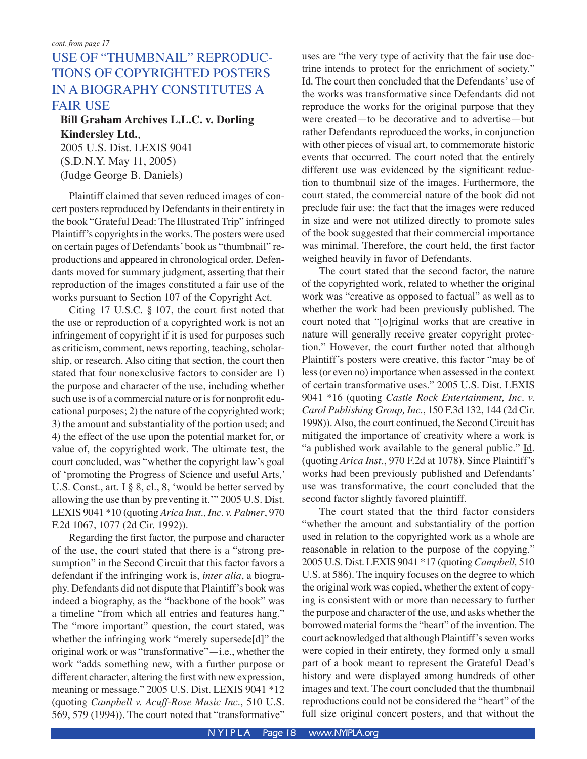*cont. from page 17*

## USE OF "THUMBNAIL" REPRODUCTIONS OF COPYRIGHTED POSTERS IN A BIOGRAPHY CONSTITUTES A FAIR USE

**Bill Graham Archives L.L.C. v. Dorling Kindersley Ltd.**,
2005 U.S. Dist. LEXIS 9041
(S.D.N.Y. May 11, 2005)
(Judge George B. Daniels)

Plaintiff claimed that seven reduced images of concert posters reproduced by Defendants in their entirety in the book "Grateful Dead: The Illustrated Trip" infringed Plaintiff's copyrights in the works. The posters were used on certain pages of Defendants' book as "thumbnail" reproductions and appeared in chronological order. Defendants moved for summary judgment, asserting that their reproduction of the images constituted a fair use of the works pursuant to Section 107 of the Copyright Act.

Citing 17 U.S.C. § 107, the court first noted that the use or reproduction of a copyrighted work is not an infringement of copyright if it is used for purposes such as criticism, comment, news reporting, teaching, scholarship, or research. Also citing that section, the court then stated that four nonexclusive factors to consider are 1) the purpose and character of the use, including whether such use is of a commercial nature or is for nonprofit educational purposes; 2) the nature of the copyrighted work; 3) the amount and substantiality of the portion used; and 4) the effect of the use upon the potential market for, or value of, the copyrighted work. The ultimate test, the court concluded, was "whether the copyright law's goal of 'promoting the Progress of Science and useful Arts,' U.S. Const., art. I § 8, cl., 8, 'would be better served by allowing the use than by preventing it.'" 2005 U.S. Dist. LEXIS 9041 *10 (quoting *Arica Inst., Inc. v. Palmer*, 970 F.2d 1067, 1077 (2d Cir. 1992)).

Regarding the first factor, the purpose and character of the use, the court stated that there is a "strong presumption" in the Second Circuit that this factor favors a defendant if the infringing work is, *inter alia*, a biography. Defendants did not dispute that Plaintiff's book was indeed a biography, as the "backbone of the book" was a timeline "from which all entries and features hang." The "more important" question, the court stated, was whether the infringing work "merely supersede[d]" the original work or was "transformative"—i.e., whether the work "adds something new, with a further purpose or different character, altering the first with new expression, meaning or message." 2005 U.S. Dist. LEXIS 9041 *12 (quoting *Campbell v. Acuff-Rose Music Inc*., 510 U.S. 569, 579 (1994)). The court noted that "transformative" uses are "the very type of activity that the fair use doctrine intends to protect for the enrichment of society." Id. The court then concluded that the Defendants' use of the works was transformative since Defendants did not reproduce the works for the original purpose that they were created—to be decorative and to advertise—but rather Defendants reproduced the works, in conjunction with other pieces of visual art, to commemorate historic events that occurred. The court noted that the entirely different use was evidenced by the significant reduction to thumbnail size of the images. Furthermore, the court stated, the commercial nature of the book did not preclude fair use: the fact that the images were reduced in size and were not utilized directly to promote sales of the book suggested that their commercial importance was minimal. Therefore, the court held, the first factor weighed heavily in favor of Defendants.

The court stated that the second factor, the nature of the copyrighted work, related to whether the original work was "creative as opposed to factual" as well as to whether the work had been previously published. The court noted that "[o]riginal works that are creative in nature will generally receive greater copyright protection." However, the court further noted that although Plaintiff's posters were creative, this factor "may be of less (or even no) importance when assessed in the context of certain transformative uses." 2005 U.S. Dist. LEXIS 9041 *16 (quoting *Castle Rock Entertainment, Inc. v. Carol Publishing Group, Inc*., 150 F.3d 132, 144 (2d Cir. 1998)). Also, the court continued, the Second Circuit has mitigated the importance of creativity where a work is "a published work available to the general public." Id. (quoting *Arica Inst*., 970 F.2d at 1078). Since Plaintiff's works had been previously published and Defendants' use was transformative, the court concluded that the second factor slightly favored plaintiff.

The court stated that the third factor considers "whether the amount and substantiality of the portion used in relation to the copyrighted work as a whole are reasonable in relation to the purpose of the copying." 2005 U.S. Dist. LEXIS 9041 *17 (quoting *Campbell,* 510 U.S. at 586). The inquiry focuses on the degree to which the original work was copied, whether the extent of copying is consistent with or more than necessary to further the purpose and character of the use, and asks whether the borrowed material forms the "heart" of the invention. The court acknowledged that although Plaintiff's seven works were copied in their entirety, they formed only a small part of a book meant to represent the Grateful Dead's history and were displayed among hundreds of other images and text. The court concluded that the thumbnail reproductions could not be considered the "heart" of the full size original concert posters, and that without the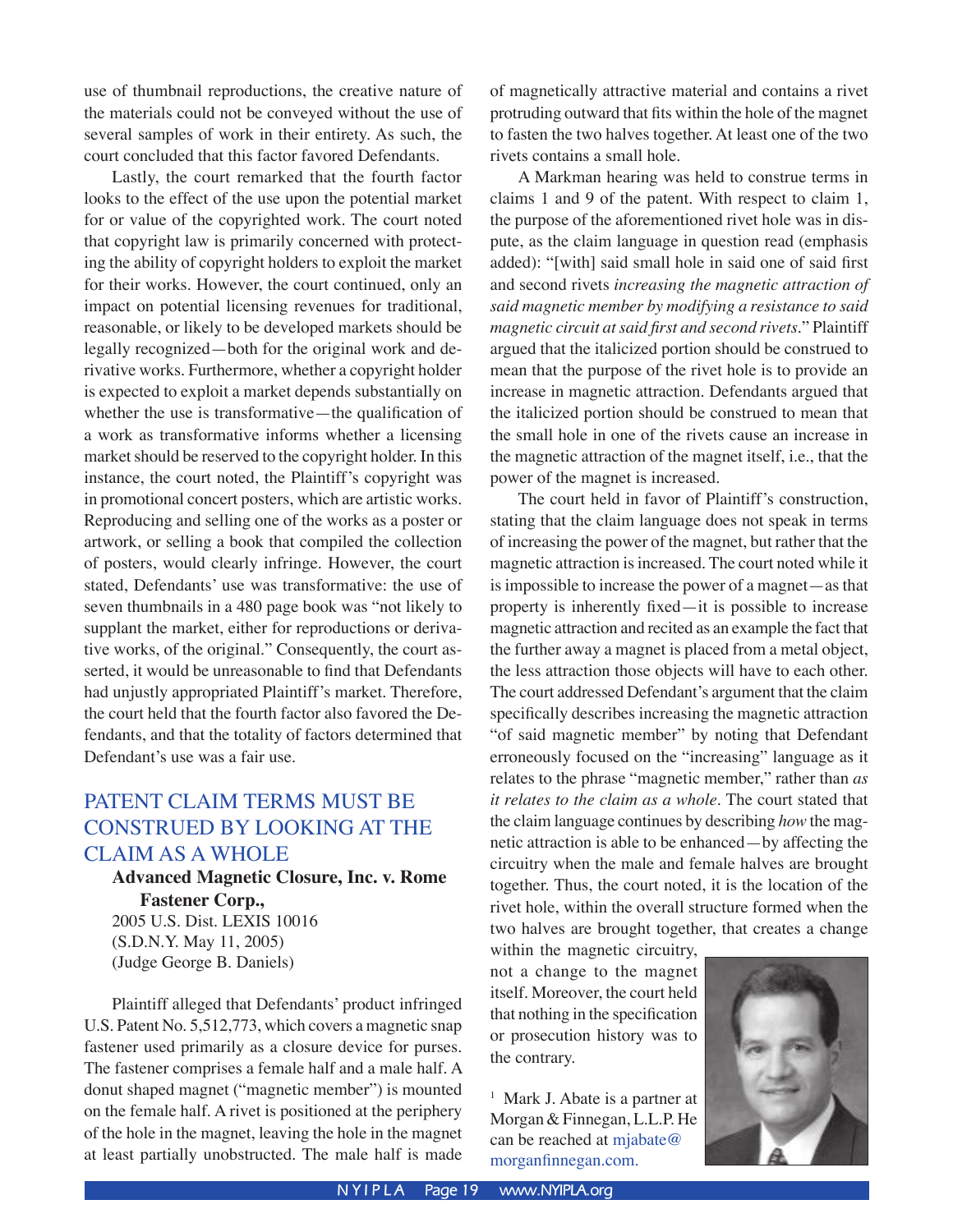use of thumbnail reproductions, the creative nature of the materials could not be conveyed without the use of several samples of work in their entirety. As such, the court concluded that this factor favored Defendants.

Lastly, the court remarked that the fourth factor looks to the effect of the use upon the potential market for or value of the copyrighted work. The court noted that copyright law is primarily concerned with protecting the ability of copyright holders to exploit the market for their works. However, the court continued, only an impact on potential licensing revenues for traditional, reasonable, or likely to be developed markets should be legally recognized—both for the original work and derivative works. Furthermore, whether a copyright holder is expected to exploit a market depends substantially on whether the use is transformative—the qualification of a work as transformative informs whether a licensing market should be reserved to the copyright holder. In this instance, the court noted, the Plaintiff's copyright was in promotional concert posters, which are artistic works. Reproducing and selling one of the works as a poster or artwork, or selling a book that compiled the collection of posters, would clearly infringe. However, the court stated, Defendants' use was transformative: the use of seven thumbnails in a 480 page book was "not likely to supplant the market, either for reproductions or derivative works, of the original." Consequently, the court asserted, it would be unreasonable to find that Defendants had unjustly appropriated Plaintiff's market. Therefore, the court held that the fourth factor also favored the Defendants, and that the totality of factors determined that Defendant's use was a fair use.

## PATENT CLAIM TERMS MUST BE CONSTRUED BY LOOKING AT THE CLAIM AS A WHOLE

**Advanced Magnetic Closure, Inc. v. Rome Fastener Corp.,**
2005 U.S. Dist. LEXIS 10016
(S.D.N.Y. May 11, 2005)
(Judge George B. Daniels)

Plaintiff alleged that Defendants' product infringed U.S. Patent No. 5,512,773, which covers a magnetic snap fastener used primarily as a closure device for purses. The fastener comprises a female half and a male half. A donut shaped magnet ("magnetic member") is mounted on the female half. A rivet is positioned at the periphery of the hole in the magnet, leaving the hole in the magnet at least partially unobstructed. The male half is made of magnetically attractive material and contains a rivet protruding outward that fits within the hole of the magnet to fasten the two halves together. At least one of the two rivets contains a small hole.

A Markman hearing was held to construe terms in claims 1 and 9 of the patent. With respect to claim 1, the purpose of the aforementioned rivet hole was in dispute, as the claim language in question read (emphasis added): "[with] said small hole in said one of said first and second rivets *increasing the magnetic attraction of said magnetic member by modifying a resistance to said magnetic circuit at said first and second rivets*." Plaintiff argued that the italicized portion should be construed to mean that the purpose of the rivet hole is to provide an increase in magnetic attraction. Defendants argued that the italicized portion should be construed to mean that the small hole in one of the rivets cause an increase in the magnetic attraction of the magnet itself, i.e., that the power of the magnet is increased.

The court held in favor of Plaintiff's construction, stating that the claim language does not speak in terms of increasing the power of the magnet, but rather that the magnetic attraction is increased. The court noted while it is impossible to increase the power of a magnet—as that property is inherently fixed—it is possible to increase magnetic attraction and recited as an example the fact that the further away a magnet is placed from a metal object, the less attraction those objects will have to each other. The court addressed Defendant's argument that the claim specifically describes increasing the magnetic attraction "of said magnetic member" by noting that Defendant erroneously focused on the "increasing" language as it relates to the phrase "magnetic member," rather than *as it relates to the claim as a whole*. The court stated that the claim language continues by describing *how* the magnetic attraction is able to be enhanced—by affecting the circuitry when the male and female halves are brought together. Thus, the court noted, it is the location of the rivet hole, within the overall structure formed when the two halves are brought together, that creates a change within the magnetic circuitry, not a change to the magnet itself. Moreover, the court held that nothing in the specification or prosecution history was to the contrary.

[1] Mark J. Abate is a partner at Morgan & Finnegan, L.L.P. He can be reached at mjabate@morganfinnegan.com.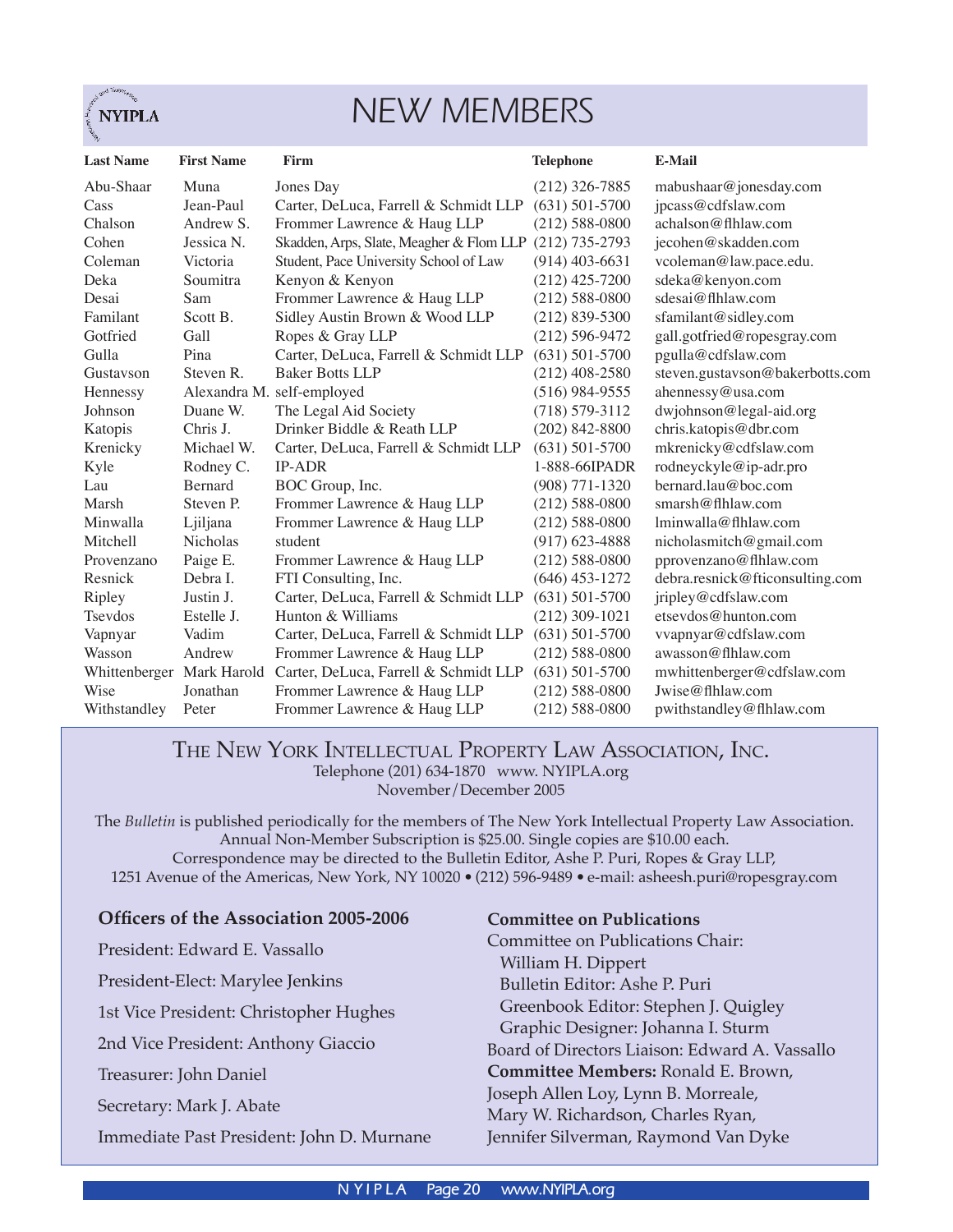# NEW MEMBERS

| Last Name | First Name | Firm | Telephone | E-Mail |
|---|---|---|---|---|
| Abu-Shaar | Muna | Jones Day | (212) 326-7885 | mabushaar@jonesday.com |
| Cass | Jean-Paul | Carter, DeLuca, Farrell & Schmidt LLP | (631) 501-5700 | jpcass@cdfslaw.com |
| Chalson | Andrew S. | Frommer Lawrence & Haug LLP | (212) 588-0800 | achalson@flhlaw.com |
| Cohen | Jessica N. | Skadden, Arps, Slate, Meagher & Flom LLP | (212) 735-2793 | jecohen@skadden.com |
| Coleman | Victoria | Student, Pace University School of Law | (914) 403-6631 | vcoleman@law.pace.edu. |
| Deka | Soumitra | Kenyon & Kenyon | (212) 425-7200 | sdeka@kenyon.com |
| Desai | Sam | Frommer Lawrence & Haug LLP | (212) 588-0800 | sdesai@flhlaw.com |
| Familant | Scott B. | Sidley Austin Brown & Wood LLP | (212) 839-5300 | sfamilant@sidley.com |
| Gotfried | Gall | Ropes & Gray LLP | (212) 596-9472 | gall.gotfried@ropesgray.com |
| Gulla | Pina | Carter, DeLuca, Farrell & Schmidt LLP | (631) 501-5700 | pgulla@cdfslaw.com |
| Gustavson | Steven R. | Baker Botts LLP | (212) 408-2580 | steven.gustavson@bakerbotts.com |
| Hennessy | Alexandra M. | self-employed | (516) 984-9555 | ahennessy@usa.com |
| Johnson | Duane W. | The Legal Aid Society | (718) 579-3112 | dwjohnson@legal-aid.org |
| Katopis | Chris J. | Drinker Biddle & Reath LLP | (202) 842-8800 | chris.katopis@dbr.com |
| Krenicky | Michael W. | Carter, DeLuca, Farrell & Schmidt LLP | (631) 501-5700 | mkrenicky@cdfslaw.com |
| Kyle | Rodney C. | IP-ADR | 1-888-66IPADR | rodneyckyle@ip-adr.pro |
| Lau | Bernard | BOC Group, Inc. | (908) 771-1320 | bernard.lau@boc.com |
| Marsh | Steven P. | Frommer Lawrence & Haug LLP | (212) 588-0800 | smarsh@flhlaw.com |
| Minwalla | Ljiljana | Frommer Lawrence & Haug LLP | (212) 588-0800 | lminwalla@flhlaw.com |
| Mitchell | Nicholas | student | (917) 623-4888 | nicholasmitch@gmail.com |
| Provenzano | Paige E. | Frommer Lawrence & Haug LLP | (212) 588-0800 | pprovenzano@flhlaw.com |
| Resnick | Debra I. | FTI Consulting, Inc. | (646) 453-1272 | debra.resnick@fticonsulting.com |
| Ripley | Justin J. | Carter, DeLuca, Farrell & Schmidt LLP | (631) 501-5700 | jripley@cdfslaw.com |
| Tsevdos | Estelle J. | Hunton & Williams | (212) 309-1021 | etsevdos@hunton.com |
| Vapnyar | Vadim | Carter, DeLuca, Farrell & Schmidt LLP | (631) 501-5700 | vvapnyar@cdfslaw.com |
| Wasson | Andrew | Frommer Lawrence & Haug LLP | (212) 588-0800 | awasson@flhlaw.com |
| Whittenberger | Mark Harold | Carter, DeLuca, Farrell & Schmidt LLP | (631) 501-5700 | mwhittenberger@cdfslaw.com |
| Wise | Jonathan | Frommer Lawrence & Haug LLP | (212) 588-0800 | Jwise@flhlaw.com |
| Withstandley | Peter | Frommer Lawrence & Haug LLP | (212) 588-0800 | pwithstandley@flhlaw.com |

## The New York Intellectual Property Law Association, Inc.

Telephone (201) 634-1870 www. NYIPLA.org
November/December 2005

The *Bulletin* is published periodically for the members of The New York Intellectual Property Law Association. Annual Non-Member Subscription is $25.00. Single copies are $10.00 each. Correspondence may be directed to the Bulletin Editor, Ashe P. Puri, Ropes & Gray LLP, 1251 Avenue of the Americas, New York, NY 10020 • (212) 596-9489 • e-mail: asheesh.puri@ropesgray.com

**Officers of the Association 2005-2006**

President: Edward E. Vassallo

President-Elect: Marylee Jenkins

1st Vice President: Christopher Hughes

2nd Vice President: Anthony Giaccio

Treasurer: John Daniel

Secretary: Mark J. Abate

Immediate Past President: John D. Murnane

**Committee on Publications**

Committee on Publications Chair:
William H. Dippert
Bulletin Editor: Ashe P. Puri
Greenbook Editor: Stephen J. Quigley
Graphic Designer: Johanna I. Sturm

Board of Directors Liaison: Edward A. Vassallo

**Committee Members:** Ronald E. Brown, Joseph Allen Loy, Lynn B. Morreale, Mary W. Richardson, Charles Ryan, Jennifer Silverman, Raymond Van Dyke